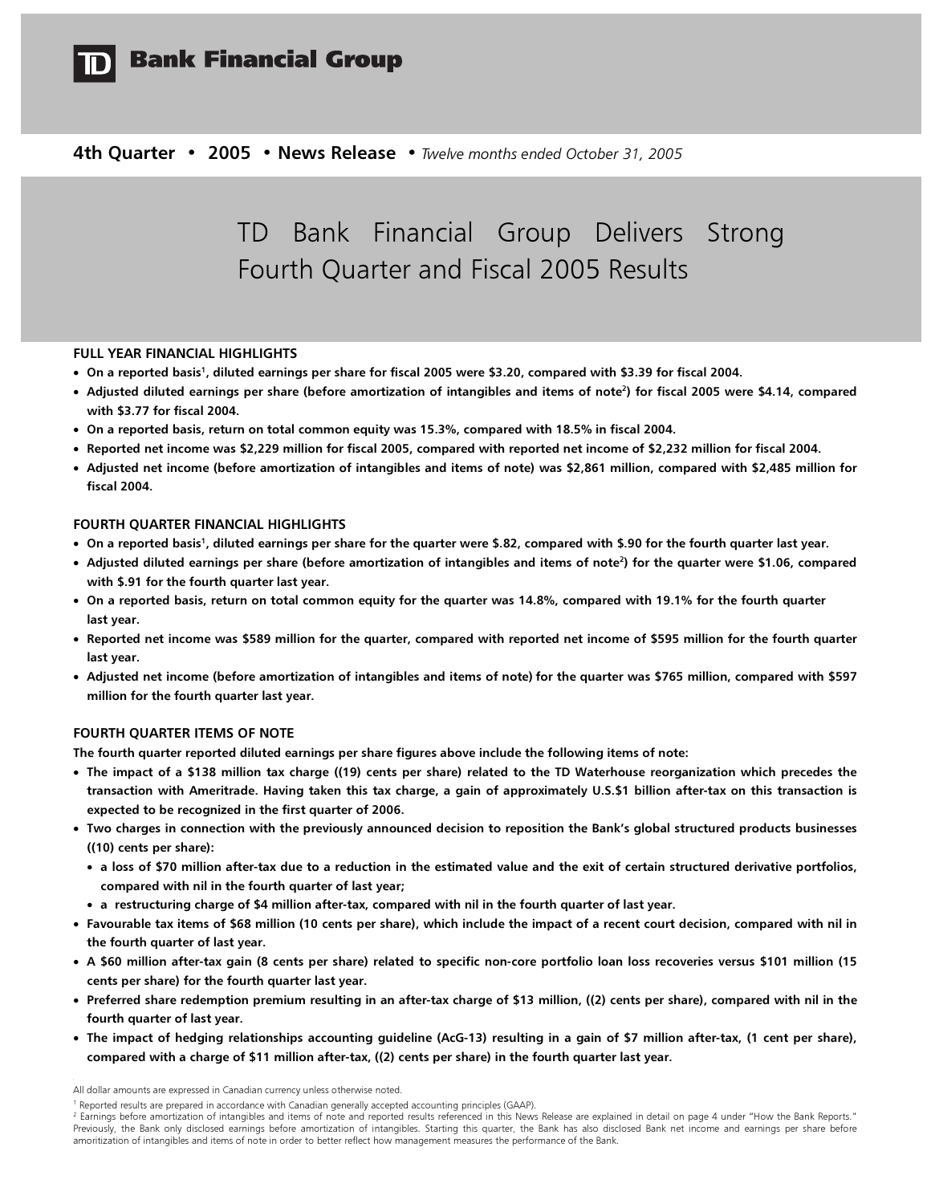TD Bank Financial Group

**4th Quarter • 2005 • News Release •** *Twelve months ended October 31, 2005*

# TD Bank Financial Group Delivers Strong Fourth Quarter and Fiscal 2005 Results

## FULL YEAR FINANCIAL HIGHLIGHTS

- **On a reported basis[1], diluted earnings per share for fiscal 2005 were $3.20, compared with $3.39 for fiscal 2004.**
- **Adjusted diluted earnings per share (before amortization of intangibles and items of note[2]) for fiscal 2005 were $4.14, compared with $3.77 for fiscal 2004.**
- **On a reported basis, return on total common equity was 15.3%, compared with 18.5% in fiscal 2004.**
- **Reported net income was $2,229 million for fiscal 2005, compared with reported net income of $2,232 million for fiscal 2004.**
- **Adjusted net income (before amortization of intangibles and items of note) was $2,861 million, compared with $2,485 million for fiscal 2004.**

## FOURTH QUARTER FINANCIAL HIGHLIGHTS

- **On a reported basis[1], diluted earnings per share for the quarter were $.82, compared with $.90 for the fourth quarter last year.**
- **Adjusted diluted earnings per share (before amortization of intangibles and items of note[2]) for the quarter were $1.06, compared with $.91 for the fourth quarter last year.**
- **On a reported basis, return on total common equity for the quarter was 14.8%, compared with 19.1% for the fourth quarter last year.**
- **Reported net income was $589 million for the quarter, compared with reported net income of $595 million for the fourth quarter last year.**
- **Adjusted net income (before amortization of intangibles and items of note) for the quarter was $765 million, compared with $597 million for the fourth quarter last year.**

## FOURTH QUARTER ITEMS OF NOTE

**The fourth quarter reported diluted earnings per share figures above include the following items of note:**

- **The impact of a $138 million tax charge ((19) cents per share) related to the TD Waterhouse reorganization which precedes the transaction with Ameritrade. Having taken this tax charge, a gain of approximately U.S.$1 billion after-tax on this transaction is expected to be recognized in the first quarter of 2006.**
- **Two charges in connection with the previously announced decision to reposition the Bank's global structured products businesses ((10) cents per share):**
  - **a loss of $70 million after-tax due to a reduction in the estimated value and the exit of certain structured derivative portfolios, compared with nil in the fourth quarter of last year;**
  - **a restructuring charge of $4 million after-tax, compared with nil in the fourth quarter of last year.**
- **Favourable tax items of $68 million (10 cents per share), which include the impact of a recent court decision, compared with nil in the fourth quarter of last year.**
- **A $60 million after-tax gain (8 cents per share) related to specific non-core portfolio loan loss recoveries versus $101 million (15 cents per share) for the fourth quarter last year.**
- **Preferred share redemption premium resulting in an after-tax charge of $13 million, ((2) cents per share), compared with nil in the fourth quarter of last year.**
- **The impact of hedging relationships accounting guideline (AcG-13) resulting in a gain of $7 million after-tax, (1 cent per share), compared with a charge of $11 million after-tax, ((2) cents per share) in the fourth quarter last year.**

All dollar amounts are expressed in Canadian currency unless otherwise noted.

[1] Reported results are prepared in accordance with Canadian generally accepted accounting principles (GAAP).

[2] Earnings before amortization of intangibles and items of note and reported results referenced in this News Release are explained in detail on page 4 under "How the Bank Reports." Previously, the Bank only disclosed earnings before amortization of intangibles. Starting this quarter, the Bank has also disclosed Bank net income and earnings per share before amoritization of intangibles and items of note in order to better reflect how management measures the performance of the Bank.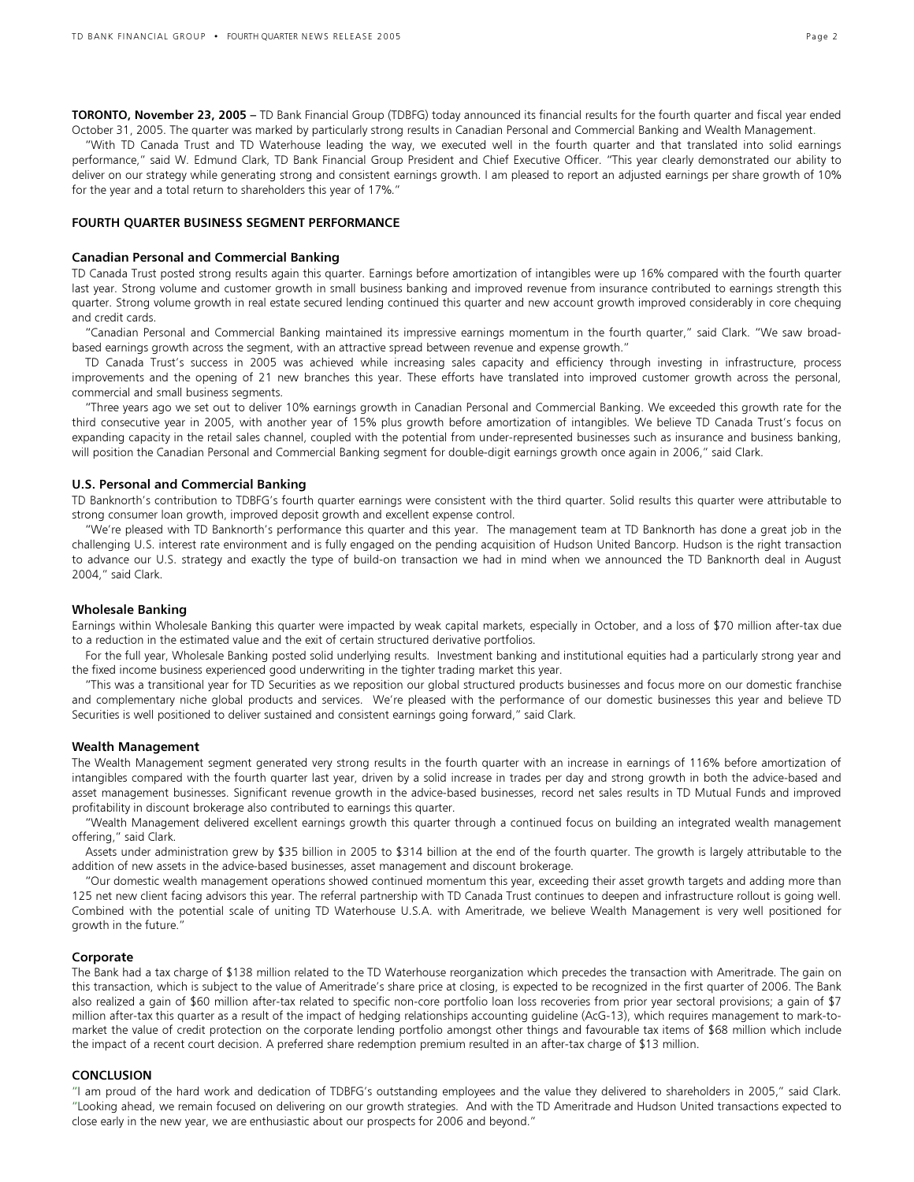**TORONTO, November 23, 2005 –** TD Bank Financial Group (TDBFG) today announced its financial results for the fourth quarter and fiscal year ended October 31, 2005. The quarter was marked by particularly strong results in Canadian Personal and Commercial Banking and Wealth Management.

"With TD Canada Trust and TD Waterhouse leading the way, we executed well in the fourth quarter and that translated into solid earnings performance," said W. Edmund Clark, TD Bank Financial Group President and Chief Executive Officer. "This year clearly demonstrated our ability to deliver on our strategy while generating strong and consistent earnings growth. I am pleased to report an adjusted earnings per share growth of 10% for the year and a total return to shareholders this year of 17%."

## FOURTH QUARTER BUSINESS SEGMENT PERFORMANCE

### Canadian Personal and Commercial Banking

TD Canada Trust posted strong results again this quarter. Earnings before amortization of intangibles were up 16% compared with the fourth quarter last year. Strong volume and customer growth in small business banking and improved revenue from insurance contributed to earnings strength this quarter. Strong volume growth in real estate secured lending continued this quarter and new account growth improved considerably in core chequing and credit cards.

"Canadian Personal and Commercial Banking maintained its impressive earnings momentum in the fourth quarter," said Clark. "We saw broad-based earnings growth across the segment, with an attractive spread between revenue and expense growth."

TD Canada Trust's success in 2005 was achieved while increasing sales capacity and efficiency through investing in infrastructure, process improvements and the opening of 21 new branches this year. These efforts have translated into improved customer growth across the personal, commercial and small business segments.

"Three years ago we set out to deliver 10% earnings growth in Canadian Personal and Commercial Banking. We exceeded this growth rate for the third consecutive year in 2005, with another year of 15% plus growth before amortization of intangibles. We believe TD Canada Trust's focus on expanding capacity in the retail sales channel, coupled with the potential from under-represented businesses such as insurance and business banking, will position the Canadian Personal and Commercial Banking segment for double-digit earnings growth once again in 2006," said Clark.

### U.S. Personal and Commercial Banking

TD Banknorth's contribution to TDBFG's fourth quarter earnings were consistent with the third quarter. Solid results this quarter were attributable to strong consumer loan growth, improved deposit growth and excellent expense control.

"We're pleased with TD Banknorth's performance this quarter and this year. The management team at TD Banknorth has done a great job in the challenging U.S. interest rate environment and is fully engaged on the pending acquisition of Hudson United Bancorp. Hudson is the right transaction to advance our U.S. strategy and exactly the type of build-on transaction we had in mind when we announced the TD Banknorth deal in August 2004," said Clark.

### Wholesale Banking

Earnings within Wholesale Banking this quarter were impacted by weak capital markets, especially in October, and a loss of $70 million after-tax due to a reduction in the estimated value and the exit of certain structured derivative portfolios.

For the full year, Wholesale Banking posted solid underlying results. Investment banking and institutional equities had a particularly strong year and the fixed income business experienced good underwriting in the tighter trading market this year.

"This was a transitional year for TD Securities as we reposition our global structured products businesses and focus more on our domestic franchise and complementary niche global products and services. We're pleased with the performance of our domestic businesses this year and believe TD Securities is well positioned to deliver sustained and consistent earnings going forward," said Clark.

### Wealth Management

The Wealth Management segment generated very strong results in the fourth quarter with an increase in earnings of 116% before amortization of intangibles compared with the fourth quarter last year, driven by a solid increase in trades per day and strong growth in both the advice-based and asset management businesses. Significant revenue growth in the advice-based businesses, record net sales results in TD Mutual Funds and improved profitability in discount brokerage also contributed to earnings this quarter.

"Wealth Management delivered excellent earnings growth this quarter through a continued focus on building an integrated wealth management offering," said Clark.

Assets under administration grew by $35 billion in 2005 to $314 billion at the end of the fourth quarter. The growth is largely attributable to the addition of new assets in the advice-based businesses, asset management and discount brokerage.

"Our domestic wealth management operations showed continued momentum this year, exceeding their asset growth targets and adding more than 125 net new client facing advisors this year. The referral partnership with TD Canada Trust continues to deepen and infrastructure rollout is going well. Combined with the potential scale of uniting TD Waterhouse U.S.A. with Ameritrade, we believe Wealth Management is very well positioned for growth in the future."

### Corporate

The Bank had a tax charge of $138 million related to the TD Waterhouse reorganization which precedes the transaction with Ameritrade. The gain on this transaction, which is subject to the value of Ameritrade's share price at closing, is expected to be recognized in the first quarter of 2006. The Bank also realized a gain of $60 million after-tax related to specific non-core portfolio loan loss recoveries from prior year sectoral provisions; a gain of $7 million after-tax this quarter as a result of the impact of hedging relationships accounting guideline (AcG-13), which requires management to mark-to-market the value of credit protection on the corporate lending portfolio amongst other things and favourable tax items of $68 million which include the impact of a recent court decision. A preferred share redemption premium resulted in an after-tax charge of $13 million.

## CONCLUSION

"I am proud of the hard work and dedication of TDBFG's outstanding employees and the value they delivered to shareholders in 2005," said Clark. "Looking ahead, we remain focused on delivering on our growth strategies. And with the TD Ameritrade and Hudson United transactions expected to close early in the new year, we are enthusiastic about our prospects for 2006 and beyond."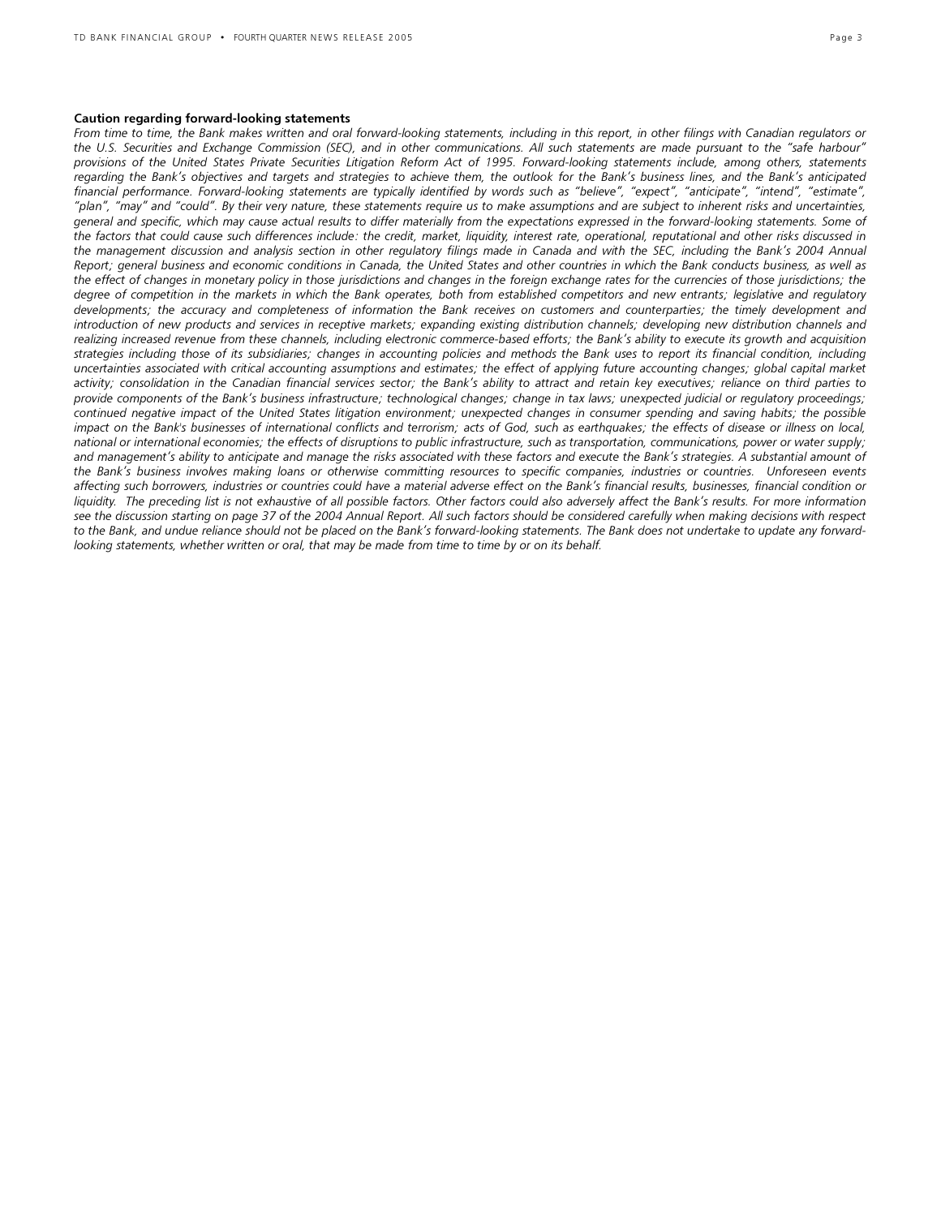**Caution regarding forward-looking statements**

*From time to time, the Bank makes written and oral forward-looking statements, including in this report, in other filings with Canadian regulators or the U.S. Securities and Exchange Commission (SEC), and in other communications. All such statements are made pursuant to the "safe harbour" provisions of the United States Private Securities Litigation Reform Act of 1995. Forward-looking statements include, among others, statements regarding the Bank's objectives and targets and strategies to achieve them, the outlook for the Bank's business lines, and the Bank's anticipated financial performance. Forward-looking statements are typically identified by words such as "believe", "expect", "anticipate", "intend", "estimate", "plan", "may" and "could". By their very nature, these statements require us to make assumptions and are subject to inherent risks and uncertainties, general and specific, which may cause actual results to differ materially from the expectations expressed in the forward-looking statements. Some of the factors that could cause such differences include: the credit, market, liquidity, interest rate, operational, reputational and other risks discussed in the management discussion and analysis section in other regulatory filings made in Canada and with the SEC, including the Bank's 2004 Annual Report; general business and economic conditions in Canada, the United States and other countries in which the Bank conducts business, as well as the effect of changes in monetary policy in those jurisdictions and changes in the foreign exchange rates for the currencies of those jurisdictions; the degree of competition in the markets in which the Bank operates, both from established competitors and new entrants; legislative and regulatory developments; the accuracy and completeness of information the Bank receives on customers and counterparties; the timely development and introduction of new products and services in receptive markets; expanding existing distribution channels; developing new distribution channels and realizing increased revenue from these channels, including electronic commerce-based efforts; the Bank's ability to execute its growth and acquisition strategies including those of its subsidiaries; changes in accounting policies and methods the Bank uses to report its financial condition, including uncertainties associated with critical accounting assumptions and estimates; the effect of applying future accounting changes; global capital market activity; consolidation in the Canadian financial services sector; the Bank's ability to attract and retain key executives; reliance on third parties to provide components of the Bank's business infrastructure; technological changes; change in tax laws; unexpected judicial or regulatory proceedings; continued negative impact of the United States litigation environment; unexpected changes in consumer spending and saving habits; the possible impact on the Bank's businesses of international conflicts and terrorism; acts of God, such as earthquakes; the effects of disease or illness on local, national or international economies; the effects of disruptions to public infrastructure, such as transportation, communications, power or water supply; and management's ability to anticipate and manage the risks associated with these factors and execute the Bank's strategies. A substantial amount of the Bank's business involves making loans or otherwise committing resources to specific companies, industries or countries. Unforeseen events affecting such borrowers, industries or countries could have a material adverse effect on the Bank's financial results, businesses, financial condition or liquidity. The preceding list is not exhaustive of all possible factors. Other factors could also adversely affect the Bank's results. For more information see the discussion starting on page 37 of the 2004 Annual Report. All such factors should be considered carefully when making decisions with respect to the Bank, and undue reliance should not be placed on the Bank's forward-looking statements. The Bank does not undertake to update any forward-looking statements, whether written or oral, that may be made from time to time by or on its behalf.*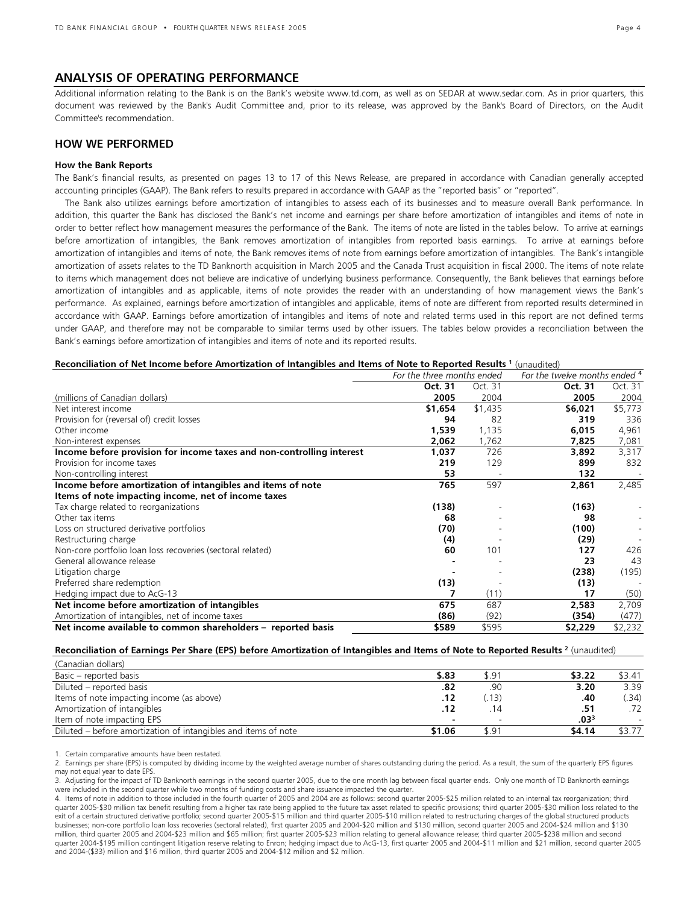## ANALYSIS OF OPERATING PERFORMANCE

Additional information relating to the Bank is on the Bank's website www.td.com, as well as on SEDAR at www.sedar.com. As in prior quarters, this document was reviewed by the Bank's Audit Committee and, prior to its release, was approved by the Bank's Board of Directors, on the Audit Committee's recommendation.

## HOW WE PERFORMED

### How the Bank Reports

The Bank's financial results, as presented on pages 13 to 17 of this News Release, are prepared in accordance with Canadian generally accepted accounting principles (GAAP). The Bank refers to results prepared in accordance with GAAP as the "reported basis" or "reported".

The Bank also utilizes earnings before amortization of intangibles to assess each of its businesses and to measure overall Bank performance. In addition, this quarter the Bank has disclosed the Bank's net income and earnings per share before amortization of intangibles and items of note in order to better reflect how management measures the performance of the Bank. The items of note are listed in the tables below. To arrive at earnings before amortization of intangibles, the Bank removes amortization of intangibles from reported basis earnings. To arrive at earnings before amortization of intangibles and items of note, the Bank removes items of note from earnings before amortization of intangibles. The Bank's intangible amortization of assets relates to the TD Banknorth acquisition in March 2005 and the Canada Trust acquisition in fiscal 2000. The items of note relate to items which management does not believe are indicative of underlying business performance. Consequently, the Bank believes that earnings before amortization of intangibles and as applicable, items of note provides the reader with an understanding of how management views the Bank's performance. As explained, earnings before amortization of intangibles and applicable, items of note are different from reported results determined in accordance with GAAP. Earnings before amortization of intangibles and items of note and related terms used in this report are not defined terms under GAAP, and therefore may not be comparable to similar terms used by other issuers. The tables below provides a reconciliation between the Bank's earnings before amortization of intangibles and items of note and its reported results.

**Reconciliation of Net Income before Amortization of Intangibles and Items of Note to Reported Results [1]** (unaudited)

| | *For the three months ended* | | *For the twelve months ended [4]* | |
|---|---|---|---|---|
| | **Oct. 31** | Oct. 31 | **Oct. 31** | Oct. 31 |
| (millions of Canadian dollars) | **2005** | 2004 | **2005** | 2004 |
| Net interest income | **$1,654** | $1,435 | **$6,021** | $5,773 |
| Provision for (reversal of) credit losses | **94** | 82 | **319** | 336 |
| Other income | **1,539** | 1,135 | **6,015** | 4,961 |
| Non-interest expenses | **2,062** | 1,762 | **7,825** | 7,081 |
| **Income before provision for income taxes and non-controlling interest** | **1,037** | 726 | **3,892** | 3,317 |
| Provision for income taxes | **219** | 129 | **899** | 832 |
| Non-controlling interest | **53** | - | **132** | - |
| **Income before amortization of intangibles and items of note** | **765** | 597 | **2,861** | 2,485 |
| **Items of note impacting income, net of income taxes** | | | | |
| Tax charge related to reorganizations | **(138)** | - | **(163)** | - |
| Other tax items | **68** | - | **98** | - |
| Loss on structured derivative portfolios | **(70)** | - | **(100)** | - |
| Restructuring charge | **(4)** | - | **(29)** | - |
| Non-core portfolio loan loss recoveries (sectoral related) | **60** | 101 | **127** | 426 |
| General allowance release | **-** | - | **23** | 43 |
| Litigation charge | **-** | - | **(238)** | (195) |
| Preferred share redemption | **(13)** | - | **(13)** | - |
| Hedging impact due to AcG-13 | **7** | (11) | **17** | (50) |
| **Net income before amortization of intangibles** | **675** | 687 | **2,583** | 2,709 |
| Amortization of intangibles, net of income taxes | **(86)** | (92) | **(354)** | (477) |
| **Net income available to common shareholders – reported basis** | **$589** | $595 | **$2,229** | $2,232 |

**Reconciliation of Earnings Per Share (EPS) before Amortization of Intangibles and Items of Note to Reported Results [2]** (unaudited)

| (Canadian dollars) | | | | |
|---|---|---|---|---|
| Basic – reported basis | **$.83** | $.91 | **$3.22** | $3.41 |
| Diluted – reported basis | **.82** | .90 | **3.20** | 3.39 |
| Items of note impacting income (as above) | **.12** | (.13) | **.40** | (.34) |
| Amortization of intangibles | **.12** | .14 | **.51** | .72 |
| Item of note impacting EPS | **-** | - | **.03[3]** | - |
| Diluted – before amortization of intangibles and items of note | **$1.06** | $.91 | **$4.14** | $3.77 |

1. Certain comparative amounts have been restated.
2. Earnings per share (EPS) is computed by dividing income by the weighted average number of shares outstanding during the period. As a result, the sum of the quarterly EPS figures may not equal year to date EPS.
3. Adjusting for the impact of TD Banknorth earnings in the second quarter 2005, due to the one month lag between fiscal quarter ends. Only one month of TD Banknorth earnings were included in the second quarter while two months of funding costs and share issuance impacted the quarter.
4. Items of note in addition to those included in the fourth quarter of 2005 and 2004 are as follows: second quarter 2005-$25 million related to an internal tax reorganization; third quarter 2005-$30 million tax benefit resulting from a higher tax rate being applied to the future tax asset related to specific provisions; third quarter 2005-$30 million loss related to the exit of a certain structured derivative portfolio; second quarter 2005-$15 million and third quarter 2005-$10 million related to restructuring charges of the global structured products businesses; non-core portfolio loan loss recoveries (sectoral related), first quarter 2005 and 2004-$20 million and $130 million, second quarter 2005 and 2004-$24 million and $130 million, third quarter 2005 and 2004-$23 million and $65 million; first quarter 2005-$23 million relating to general allowance release; third quarter 2005-$238 million and second quarter 2004-$195 million contingent litigation reserve relating to Enron; hedging impact due to AcG-13, first quarter 2005 and 2004-$11 million and $21 million, second quarter 2005 and 2004-($33) million and $16 million, third quarter 2005 and 2004-$12 million and $2 million.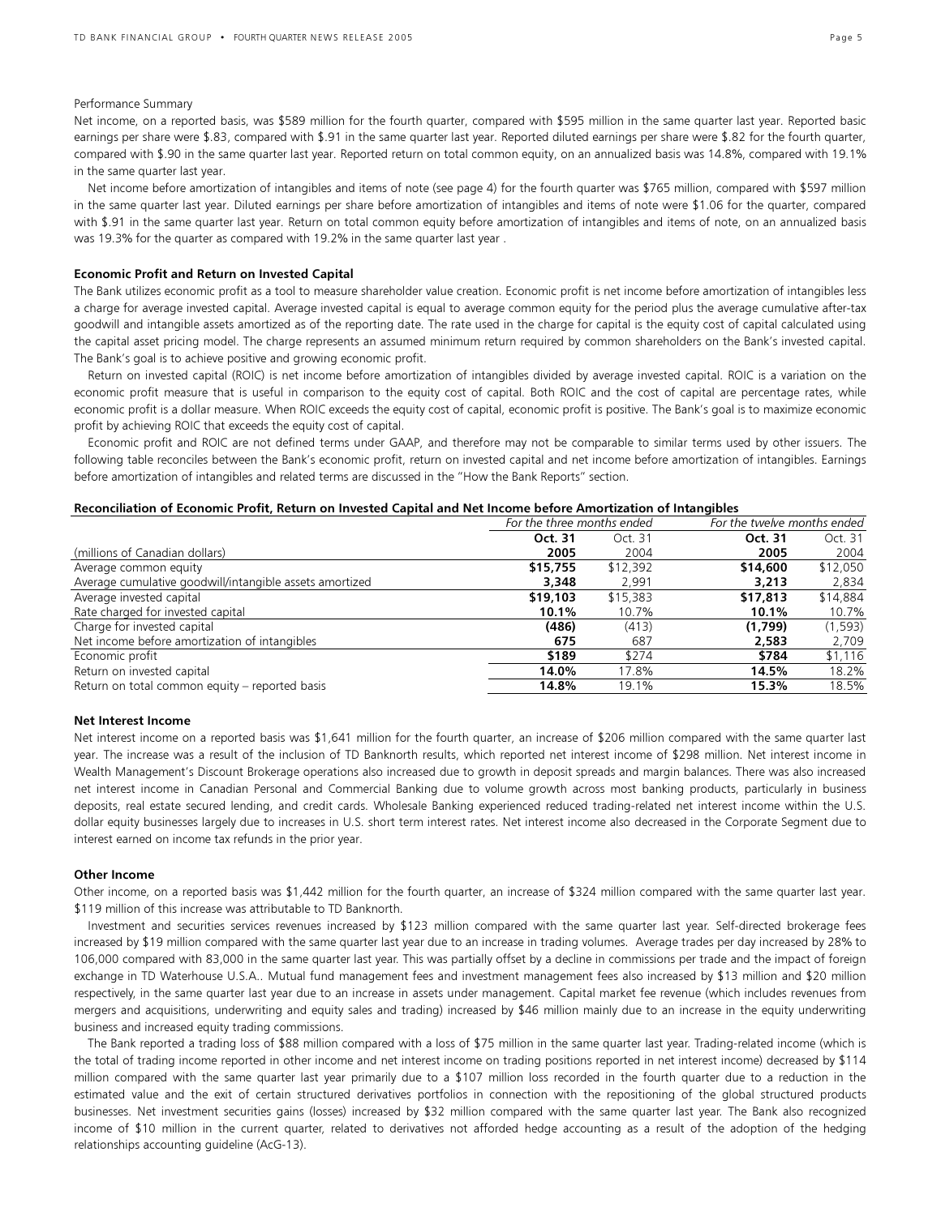Performance Summary

Net income, on a reported basis, was $589 million for the fourth quarter, compared with $595 million in the same quarter last year. Reported basic earnings per share were $.83, compared with $.91 in the same quarter last year. Reported diluted earnings per share were $.82 for the fourth quarter, compared with $.90 in the same quarter last year. Reported return on total common equity, on an annualized basis was 14.8%, compared with 19.1% in the same quarter last year.

Net income before amortization of intangibles and items of note (see page 4) for the fourth quarter was $765 million, compared with $597 million in the same quarter last year. Diluted earnings per share before amortization of intangibles and items of note were $1.06 for the quarter, compared with $.91 in the same quarter last year. Return on total common equity before amortization of intangibles and items of note, on an annualized basis was 19.3% for the quarter as compared with 19.2% in the same quarter last year .

**Economic Profit and Return on Invested Capital**

The Bank utilizes economic profit as a tool to measure shareholder value creation. Economic profit is net income before amortization of intangibles less a charge for average invested capital. Average invested capital is equal to average common equity for the period plus the average cumulative after-tax goodwill and intangible assets amortized as of the reporting date. The rate used in the charge for capital is the equity cost of capital calculated using the capital asset pricing model. The charge represents an assumed minimum return required by common shareholders on the Bank's invested capital. The Bank's goal is to achieve positive and growing economic profit.

Return on invested capital (ROIC) is net income before amortization of intangibles divided by average invested capital. ROIC is a variation on the economic profit measure that is useful in comparison to the equity cost of capital. Both ROIC and the cost of capital are percentage rates, while economic profit is a dollar measure. When ROIC exceeds the equity cost of capital, economic profit is positive. The Bank's goal is to maximize economic profit by achieving ROIC that exceeds the equity cost of capital.

Economic profit and ROIC are not defined terms under GAAP, and therefore may not be comparable to similar terms used by other issuers. The following table reconciles between the Bank's economic profit, return on invested capital and net income before amortization of intangibles. Earnings before amortization of intangibles and related terms are discussed in the "How the Bank Reports" section.

**Reconciliation of Economic Profit, Return on Invested Capital and Net Income before Amortization of Intangibles**

| | *For the three months ended* | | *For the twelve months ended* | |
|---|---|---|---|---|
| | **Oct. 31** | Oct. 31 | **Oct. 31** | Oct. 31 |
| (millions of Canadian dollars) | **2005** | 2004 | **2005** | 2004 |
| Average common equity | **$15,755** | $12,392 | **$14,600** | $12,050 |
| Average cumulative goodwill/intangible assets amortized | **3,348** | 2,991 | **3,213** | 2,834 |
| Average invested capital | **$19,103** | $15,383 | **$17,813** | $14,884 |
| Rate charged for invested capital | **10.1%** | 10.7% | **10.1%** | 10.7% |
| Charge for invested capital | **(486)** | (413) | **(1,799)** | (1,593) |
| Net income before amortization of intangibles | **675** | 687 | **2,583** | 2,709 |
| Economic profit | **$189** | $274 | **$784** | $1,116 |
| Return on invested capital | **14.0%** | 17.8% | **14.5%** | 18.2% |
| Return on total common equity – reported basis | **14.8%** | 19.1% | **15.3%** | 18.5% |

**Net Interest Income**

Net interest income on a reported basis was $1,641 million for the fourth quarter, an increase of $206 million compared with the same quarter last year. The increase was a result of the inclusion of TD Banknorth results, which reported net interest income of $298 million. Net interest income in Wealth Management's Discount Brokerage operations also increased due to growth in deposit spreads and margin balances. There was also increased net interest income in Canadian Personal and Commercial Banking due to volume growth across most banking products, particularly in business deposits, real estate secured lending, and credit cards. Wholesale Banking experienced reduced trading-related net interest income within the U.S. dollar equity businesses largely due to increases in U.S. short term interest rates. Net interest income also decreased in the Corporate Segment due to interest earned on income tax refunds in the prior year.

**Other Income**

Other income, on a reported basis was $1,442 million for the fourth quarter, an increase of $324 million compared with the same quarter last year. $119 million of this increase was attributable to TD Banknorth.

Investment and securities services revenues increased by $123 million compared with the same quarter last year. Self-directed brokerage fees increased by $19 million compared with the same quarter last year due to an increase in trading volumes. Average trades per day increased by 28% to 106,000 compared with 83,000 in the same quarter last year. This was partially offset by a decline in commissions per trade and the impact of foreign exchange in TD Waterhouse U.S.A.. Mutual fund management fees and investment management fees also increased by $13 million and $20 million respectively, in the same quarter last year due to an increase in assets under management. Capital market fee revenue (which includes revenues from mergers and acquisitions, underwriting and equity sales and trading) increased by $46 million mainly due to an increase in the equity underwriting business and increased equity trading commissions.

The Bank reported a trading loss of $88 million compared with a loss of $75 million in the same quarter last year. Trading-related income (which is the total of trading income reported in other income and net interest income on trading positions reported in net interest income) decreased by $114 million compared with the same quarter last year primarily due to a $107 million loss recorded in the fourth quarter due to a reduction in the estimated value and the exit of certain structured derivatives portfolios in connection with the repositioning of the global structured products businesses. Net investment securities gains (losses) increased by $32 million compared with the same quarter last year. The Bank also recognized income of $10 million in the current quarter, related to derivatives not afforded hedge accounting as a result of the adoption of the hedging relationships accounting guideline (AcG-13).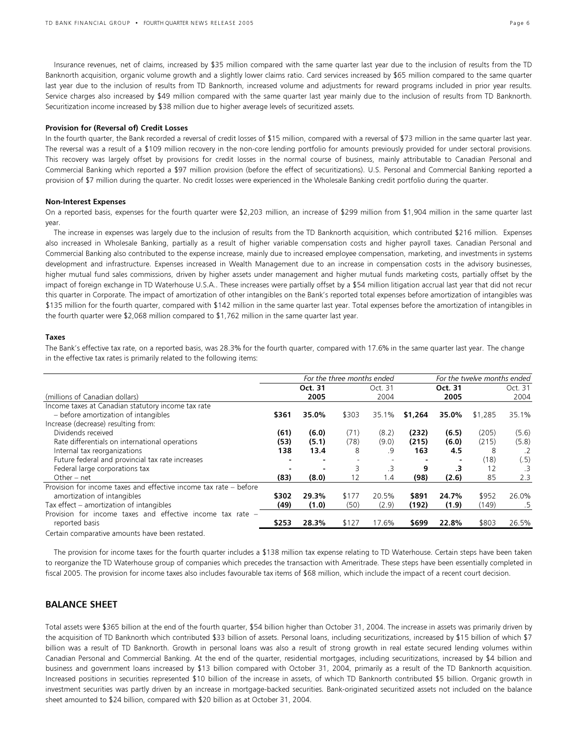Insurance revenues, net of claims, increased by $35 million compared with the same quarter last year due to the inclusion of results from the TD Banknorth acquisition, organic volume growth and a slightly lower claims ratio. Card services increased by $65 million compared to the same quarter last year due to the inclusion of results from TD Banknorth, increased volume and adjustments for reward programs included in prior year results. Service charges also increased by $49 million compared with the same quarter last year mainly due to the inclusion of results from TD Banknorth. Securitization income increased by $38 million due to higher average levels of securitized assets.

**Provision for (Reversal of) Credit Losses**

In the fourth quarter, the Bank recorded a reversal of credit losses of $15 million, compared with a reversal of $73 million in the same quarter last year. The reversal was a result of a $109 million recovery in the non-core lending portfolio for amounts previously provided for under sectoral provisions. This recovery was largely offset by provisions for credit losses in the normal course of business, mainly attributable to Canadian Personal and Commercial Banking which reported a $97 million provision (before the effect of securitizations). U.S. Personal and Commercial Banking reported a provision of $7 million during the quarter. No credit losses were experienced in the Wholesale Banking credit portfolio during the quarter.

**Non-Interest Expenses**

On a reported basis, expenses for the fourth quarter were $2,203 million, an increase of $299 million from $1,904 million in the same quarter last year.

The increase in expenses was largely due to the inclusion of results from the TD Banknorth acquisition, which contributed $216 million. Expenses also increased in Wholesale Banking, partially as a result of higher variable compensation costs and higher payroll taxes. Canadian Personal and Commercial Banking also contributed to the expense increase, mainly due to increased employee compensation, marketing, and investments in systems development and infrastructure. Expenses increased in Wealth Management due to an increase in compensation costs in the advisory businesses, higher mutual fund sales commissions, driven by higher assets under management and higher mutual funds marketing costs, partially offset by the impact of foreign exchange in TD Waterhouse U.S.A.. These increases were partially offset by a $54 million litigation accrual last year that did not recur this quarter in Corporate. The impact of amortization of other intangibles on the Bank's reported total expenses before amortization of intangibles was $135 million for the fourth quarter, compared with $142 million in the same quarter last year. Total expenses before the amortization of intangibles in the fourth quarter were $2,068 million compared to $1,762 million in the same quarter last year.

**Taxes**

The Bank's effective tax rate, on a reported basis, was 28.3% for the fourth quarter, compared with 17.6% in the same quarter last year. The change in the effective tax rates is primarily related to the following items:

| | *For the three months ended* | | | | *For the twelve months ended* | | | |
|---|---|---|---|---|---|---|---|---|
| | **Oct. 31** | | Oct. 31 | | **Oct. 31** | | Oct. 31 | |
| (millions of Canadian dollars) | **2005** | | 2004 | | **2005** | | 2004 | |
| Income taxes at Canadian statutory income tax rate – before amortization of intangibles | **$361** | **35.0%** | $303 | 35.1% | **$1,264** | **35.0%** | $1,285 | 35.1% |
| Increase (decrease) resulting from: | | | | | | | | |
| Dividends received | **(61)** | **(6.0)** | (71) | (8.2) | **(232)** | **(6.5)** | (205) | (5.6) |
| Rate differentials on international operations | **(53)** | **(5.1)** | (78) | (9.0) | **(215)** | **(6.0)** | (215) | (5.8) |
| Internal tax reorganizations | **138** | **13.4** | 8 | .9 | **163** | **4.5** | 8 | .2 |
| Future federal and provincial tax rate increases | **-** | **-** | - | - | **-** | **-** | (18) | (.5) |
| Federal large corporations tax | **-** | **-** | 3 | .3 | **9** | **.3** | 12 | .3 |
| Other – net | **(83)** | **(8.0)** | 12 | 1.4 | **(98)** | **(2.6)** | 85 | 2.3 |
| Provision for income taxes and effective income tax rate – before amortization of intangibles | **$302** | **29.3%** | $177 | 20.5% | **$891** | **24.7%** | $952 | 26.0% |
| Tax effect – amortization of intangibles | **(49)** | **(1.0)** | (50) | (2.9) | **(192)** | **(1.9)** | (149) | .5 |
| Provision for income taxes and effective income tax rate – reported basis | **$253** | **28.3%** | $127 | 17.6% | **$699** | **22.8%** | $803 | 26.5% |

Certain comparative amounts have been restated.

The provision for income taxes for the fourth quarter includes a $138 million tax expense relating to TD Waterhouse. Certain steps have been taken to reorganize the TD Waterhouse group of companies which precedes the transaction with Ameritrade. These steps have been essentially completed in fiscal 2005. The provision for income taxes also includes favourable tax items of $68 million, which include the impact of a recent court decision.

## BALANCE SHEET

Total assets were $365 billion at the end of the fourth quarter, $54 billion higher than October 31, 2004. The increase in assets was primarily driven by the acquisition of TD Banknorth which contributed $33 billion of assets. Personal loans, including securitizations, increased by $15 billion of which $7 billion was a result of TD Banknorth. Growth in personal loans was also a result of strong growth in real estate secured lending volumes within Canadian Personal and Commercial Banking. At the end of the quarter, residential mortgages, including securitizations, increased by $4 billion and business and government loans increased by $13 billion compared with October 31, 2004, primarily as a result of the TD Banknorth acquisition. Increased positions in securities represented $10 billion of the increase in assets, of which TD Banknorth contributed $5 billion. Organic growth in investment securities was partly driven by an increase in mortgage-backed securities. Bank-originated securitized assets not included on the balance sheet amounted to $24 billion, compared with $20 billion as at October 31, 2004.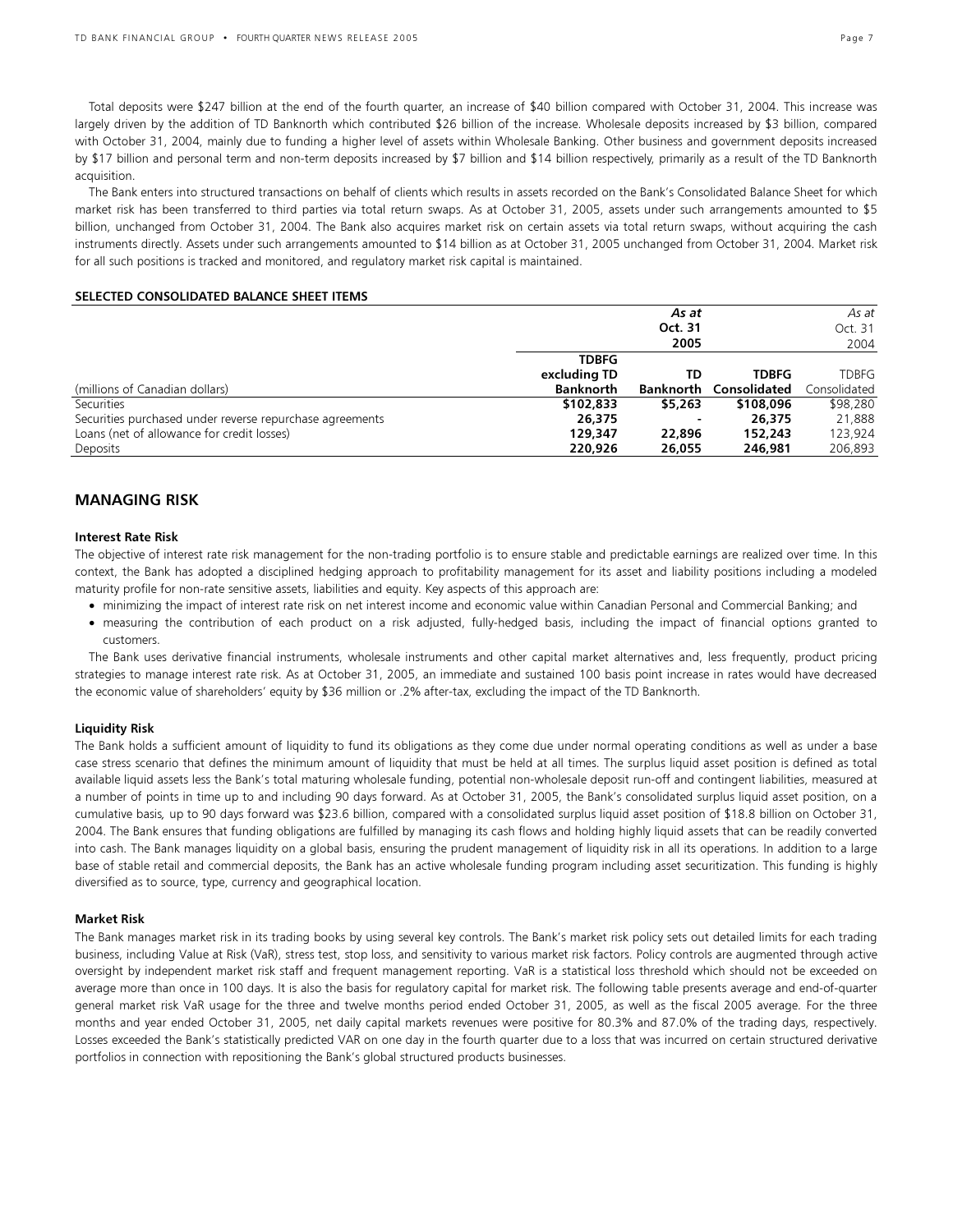Total deposits were $247 billion at the end of the fourth quarter, an increase of $40 billion compared with October 31, 2004. This increase was largely driven by the addition of TD Banknorth which contributed $26 billion of the increase. Wholesale deposits increased by $3 billion, compared with October 31, 2004, mainly due to funding a higher level of assets within Wholesale Banking. Other business and government deposits increased by $17 billion and personal term and non-term deposits increased by $7 billion and $14 billion respectively, primarily as a result of the TD Banknorth acquisition.

The Bank enters into structured transactions on behalf of clients which results in assets recorded on the Bank's Consolidated Balance Sheet for which market risk has been transferred to third parties via total return swaps. As at October 31, 2005, assets under such arrangements amounted to $5 billion, unchanged from October 31, 2004. The Bank also acquires market risk on certain assets via total return swaps, without acquiring the cash instruments directly. Assets under such arrangements amounted to $14 billion as at October 31, 2005 unchanged from October 31, 2004. Market risk for all such positions is tracked and monitored, and regulatory market risk capital is maintained.

**SELECTED CONSOLIDATED BALANCE SHEET ITEMS**

| (millions of Canadian dollars) | | ***As at* Oct. 31 2005** | | *As at* Oct. 31 2004 |
|---|---|---|---|---|
| | **TDBFG excluding TD Banknorth** | **TD Banknorth** | **TDBFG Consolidated** | TDBFG Consolidated |
| Securities | **$102,833** | **$5,263** | **$108,096** | $98,280 |
| Securities purchased under reverse repurchase agreements | **26,375** | **-** | **26,375** | 21,888 |
| Loans (net of allowance for credit losses) | **129,347** | **22,896** | **152,243** | 123,924 |
| Deposits | **220,926** | **26,055** | **246,981** | 206,893 |

## MANAGING RISK

### Interest Rate Risk

The objective of interest rate risk management for the non-trading portfolio is to ensure stable and predictable earnings are realized over time. In this context, the Bank has adopted a disciplined hedging approach to profitability management for its asset and liability positions including a modeled maturity profile for non-rate sensitive assets, liabilities and equity. Key aspects of this approach are:

- minimizing the impact of interest rate risk on net interest income and economic value within Canadian Personal and Commercial Banking; and
- measuring the contribution of each product on a risk adjusted, fully-hedged basis, including the impact of financial options granted to customers.

The Bank uses derivative financial instruments, wholesale instruments and other capital market alternatives and, less frequently, product pricing strategies to manage interest rate risk. As at October 31, 2005, an immediate and sustained 100 basis point increase in rates would have decreased the economic value of shareholders' equity by $36 million or .2% after-tax, excluding the impact of the TD Banknorth.

### Liquidity Risk

The Bank holds a sufficient amount of liquidity to fund its obligations as they come due under normal operating conditions as well as under a base case stress scenario that defines the minimum amount of liquidity that must be held at all times. The surplus liquid asset position is defined as total available liquid assets less the Bank's total maturing wholesale funding, potential non-wholesale deposit run-off and contingent liabilities, measured at a number of points in time up to and including 90 days forward. As at October 31, 2005, the Bank's consolidated surplus liquid asset position, on a cumulative basis, up to 90 days forward was $23.6 billion, compared with a consolidated surplus liquid asset position of $18.8 billion on October 31, 2004. The Bank ensures that funding obligations are fulfilled by managing its cash flows and holding highly liquid assets that can be readily converted into cash. The Bank manages liquidity on a global basis, ensuring the prudent management of liquidity risk in all its operations. In addition to a large base of stable retail and commercial deposits, the Bank has an active wholesale funding program including asset securitization. This funding is highly diversified as to source, type, currency and geographical location.

### Market Risk

The Bank manages market risk in its trading books by using several key controls. The Bank's market risk policy sets out detailed limits for each trading business, including Value at Risk (VaR), stress test, stop loss, and sensitivity to various market risk factors. Policy controls are augmented through active oversight by independent market risk staff and frequent management reporting. VaR is a statistical loss threshold which should not be exceeded on average more than once in 100 days. It is also the basis for regulatory capital for market risk. The following table presents average and end-of-quarter general market risk VaR usage for the three and twelve months period ended October 31, 2005, as well as the fiscal 2005 average. For the three months and year ended October 31, 2005, net daily capital markets revenues were positive for 80.3% and 87.0% of the trading days, respectively. Losses exceeded the Bank's statistically predicted VAR on one day in the fourth quarter due to a loss that was incurred on certain structured derivative portfolios in connection with repositioning the Bank's global structured products businesses.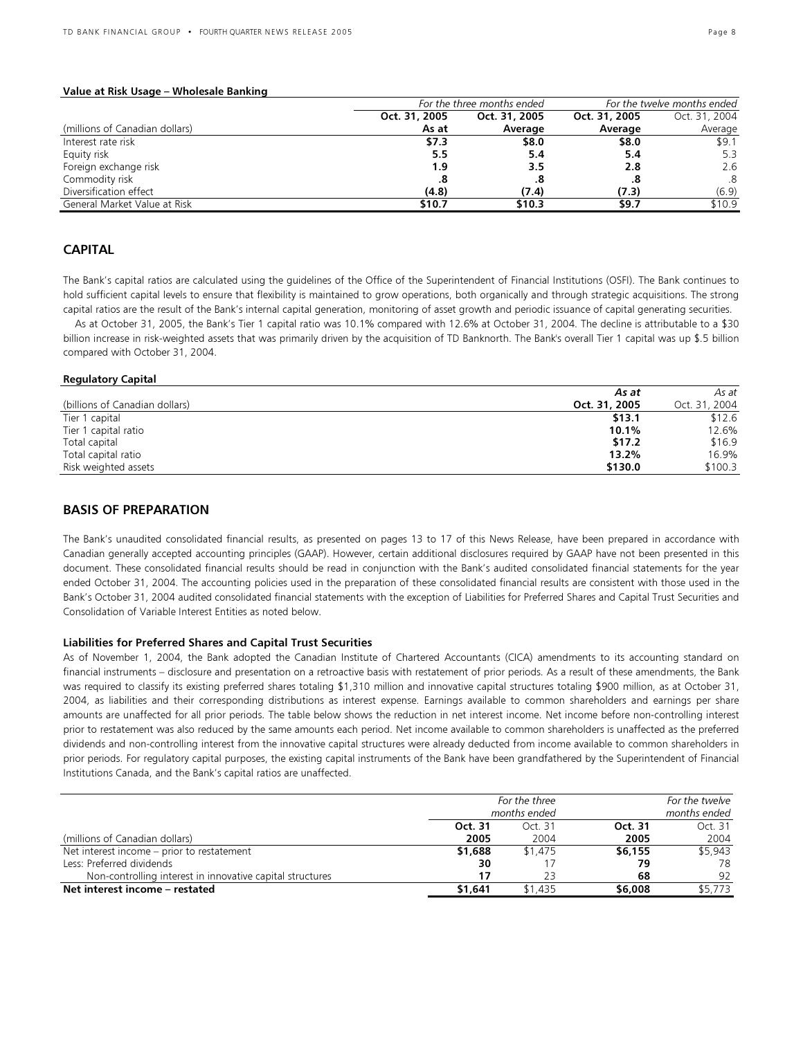**Value at Risk Usage – Wholesale Banking**

| | *For the three months ended* | | *For the twelve months ended* | |
|---|---|---|---|---|
| | **Oct. 31, 2005** | **Oct. 31, 2005** | **Oct. 31, 2005** | Oct. 31, 2004 |
| (millions of Canadian dollars) | **As at** | **Average** | **Average** | Average |
| Interest rate risk | **$7.3** | **$8.0** | **$8.0** | $9.1 |
| Equity risk | **5.5** | **5.4** | **5.4** | 5.3 |
| Foreign exchange risk | **1.9** | **3.5** | **2.8** | 2.6 |
| Commodity risk | **.8** | **.8** | **.8** | .8 |
| Diversification effect | **(4.8)** | **(7.4)** | **(7.3)** | (6.9) |
| General Market Value at Risk | **$10.7** | **$10.3** | **$9.7** | $10.9 |

## CAPITAL

The Bank's capital ratios are calculated using the guidelines of the Office of the Superintendent of Financial Institutions (OSFI). The Bank continues to hold sufficient capital levels to ensure that flexibility is maintained to grow operations, both organically and through strategic acquisitions. The strong capital ratios are the result of the Bank's internal capital generation, monitoring of asset growth and periodic issuance of capital generating securities.

As at October 31, 2005, the Bank's Tier 1 capital ratio was 10.1% compared with 12.6% at October 31, 2004. The decline is attributable to a $30 billion increase in risk-weighted assets that was primarily driven by the acquisition of TD Banknorth. The Bank's overall Tier 1 capital was up $.5 billion compared with October 31, 2004.

**Regulatory Capital**

| | *As at* | *As at* |
|---|---|---|
| (billions of Canadian dollars) | **Oct. 31, 2005** | Oct. 31, 2004 |
| Tier 1 capital | **$13.1** | $12.6 |
| Tier 1 capital ratio | **10.1%** | 12.6% |
| Total capital | **$17.2** | $16.9 |
| Total capital ratio | **13.2%** | 16.9% |
| Risk weighted assets | **$130.0** | $100.3 |

## BASIS OF PREPARATION

The Bank's unaudited consolidated financial results, as presented on pages 13 to 17 of this News Release, have been prepared in accordance with Canadian generally accepted accounting principles (GAAP). However, certain additional disclosures required by GAAP have not been presented in this document. These consolidated financial results should be read in conjunction with the Bank's audited consolidated financial statements for the year ended October 31, 2004. The accounting policies used in the preparation of these consolidated financial results are consistent with those used in the Bank's October 31, 2004 audited consolidated financial statements with the exception of Liabilities for Preferred Shares and Capital Trust Securities and Consolidation of Variable Interest Entities as noted below.

**Liabilities for Preferred Shares and Capital Trust Securities**

As of November 1, 2004, the Bank adopted the Canadian Institute of Chartered Accountants (CICA) amendments to its accounting standard on financial instruments – disclosure and presentation on a retroactive basis with restatement of prior periods. As a result of these amendments, the Bank was required to classify its existing preferred shares totaling $1,310 million and innovative capital structures totaling $900 million, as at October 31, 2004, as liabilities and their corresponding distributions as interest expense. Earnings available to common shareholders and earnings per share amounts are unaffected for all prior periods. The table below shows the reduction in net interest income. Net income before non-controlling interest prior to restatement was also reduced by the same amounts each period. Net income available to common shareholders is unaffected as the preferred dividends and non-controlling interest from the innovative capital structures were already deducted from income available to common shareholders in prior periods. For regulatory capital purposes, the existing capital instruments of the Bank have been grandfathered by the Superintendent of Financial Institutions Canada, and the Bank's capital ratios are unaffected.

| | *For the three months ended* | | *For the twelve months ended* | |
|---|---|---|---|---|
| | **Oct. 31** | Oct. 31 | **Oct. 31** | Oct. 31 |
| (millions of Canadian dollars) | **2005** | 2004 | **2005** | 2004 |
| Net interest income – prior to restatement | **$1,688** | $1,475 | **$6,155** | $5,943 |
| Less: Preferred dividends | **30** | 17 | **79** | 78 |
| Non-controlling interest in innovative capital structures | **17** | 23 | **68** | 92 |
| **Net interest income – restated** | **$1,641** | $1,435 | **$6,008** | $5,773 |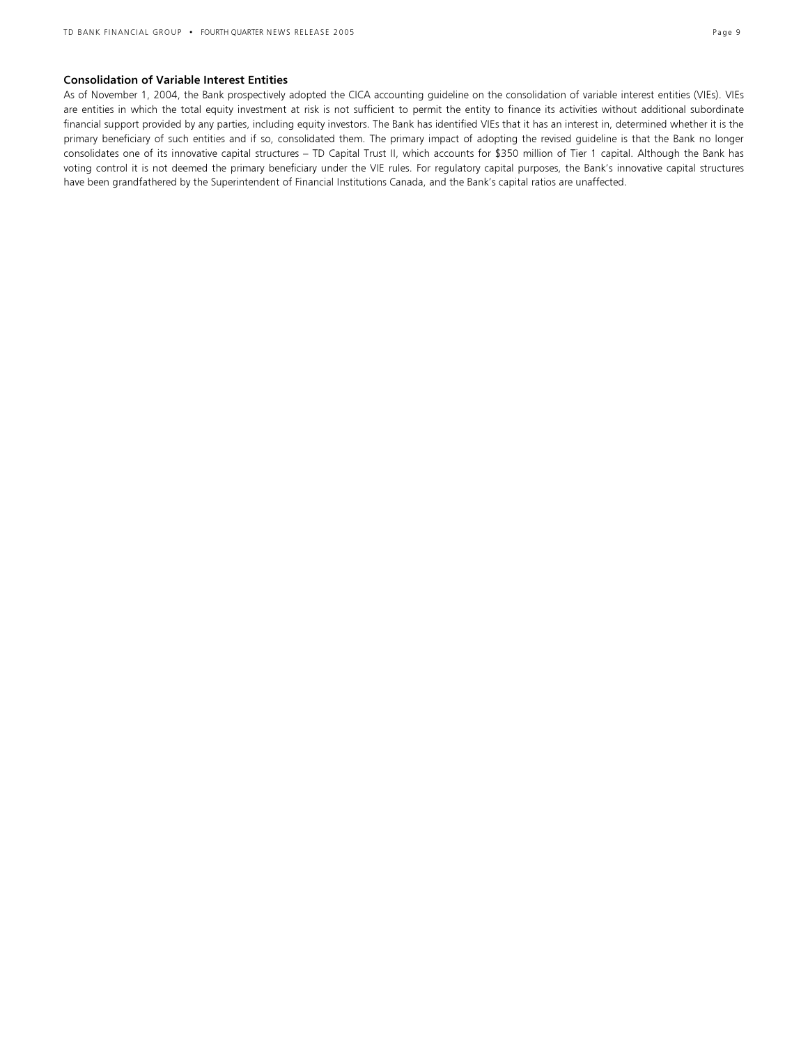**Consolidation of Variable Interest Entities**

As of November 1, 2004, the Bank prospectively adopted the CICA accounting guideline on the consolidation of variable interest entities (VIEs). VIEs are entities in which the total equity investment at risk is not sufficient to permit the entity to finance its activities without additional subordinate financial support provided by any parties, including equity investors. The Bank has identified VIEs that it has an interest in, determined whether it is the primary beneficiary of such entities and if so, consolidated them. The primary impact of adopting the revised guideline is that the Bank no longer consolidates one of its innovative capital structures – TD Capital Trust II, which accounts for $350 million of Tier 1 capital. Although the Bank has voting control it is not deemed the primary beneficiary under the VIE rules. For regulatory capital purposes, the Bank's innovative capital structures have been grandfathered by the Superintendent of Financial Institutions Canada, and the Bank's capital ratios are unaffected.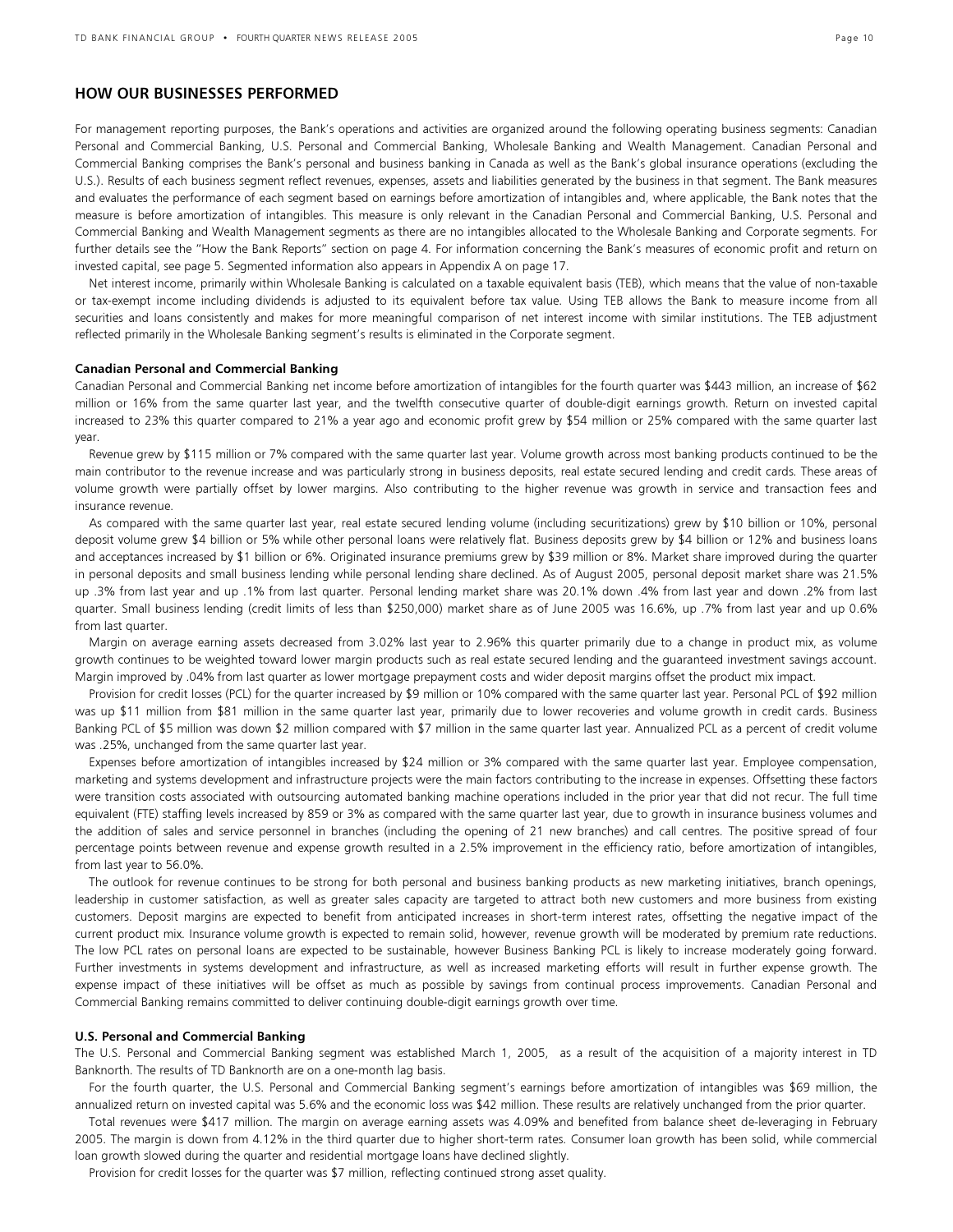## HOW OUR BUSINESSES PERFORMED

For management reporting purposes, the Bank's operations and activities are organized around the following operating business segments: Canadian Personal and Commercial Banking, U.S. Personal and Commercial Banking, Wholesale Banking and Wealth Management. Canadian Personal and Commercial Banking comprises the Bank's personal and business banking in Canada as well as the Bank's global insurance operations (excluding the U.S.). Results of each business segment reflect revenues, expenses, assets and liabilities generated by the business in that segment. The Bank measures and evaluates the performance of each segment based on earnings before amortization of intangibles and, where applicable, the Bank notes that the measure is before amortization of intangibles. This measure is only relevant in the Canadian Personal and Commercial Banking, U.S. Personal and Commercial Banking and Wealth Management segments as there are no intangibles allocated to the Wholesale Banking and Corporate segments. For further details see the "How the Bank Reports" section on page 4. For information concerning the Bank's measures of economic profit and return on invested capital, see page 5. Segmented information also appears in Appendix A on page 17.

Net interest income, primarily within Wholesale Banking is calculated on a taxable equivalent basis (TEB), which means that the value of non-taxable or tax-exempt income including dividends is adjusted to its equivalent before tax value. Using TEB allows the Bank to measure income from all securities and loans consistently and makes for more meaningful comparison of net interest income with similar institutions. The TEB adjustment reflected primarily in the Wholesale Banking segment's results is eliminated in the Corporate segment.

**Canadian Personal and Commercial Banking**

Canadian Personal and Commercial Banking net income before amortization of intangibles for the fourth quarter was $443 million, an increase of $62 million or 16% from the same quarter last year, and the twelfth consecutive quarter of double-digit earnings growth. Return on invested capital increased to 23% this quarter compared to 21% a year ago and economic profit grew by $54 million or 25% compared with the same quarter last year.

Revenue grew by $115 million or 7% compared with the same quarter last year. Volume growth across most banking products continued to be the main contributor to the revenue increase and was particularly strong in business deposits, real estate secured lending and credit cards. These areas of volume growth were partially offset by lower margins. Also contributing to the higher revenue was growth in service and transaction fees and insurance revenue.

As compared with the same quarter last year, real estate secured lending volume (including securitizations) grew by $10 billion or 10%, personal deposit volume grew $4 billion or 5% while other personal loans were relatively flat. Business deposits grew by $4 billion or 12% and business loans and acceptances increased by $1 billion or 6%. Originated insurance premiums grew by $39 million or 8%. Market share improved during the quarter in personal deposits and small business lending while personal lending share declined. As of August 2005, personal deposit market share was 21.5% up .3% from last year and up .1% from last quarter. Personal lending market share was 20.1% down .4% from last year and down .2% from last quarter. Small business lending (credit limits of less than $250,000) market share as of June 2005 was 16.6%, up .7% from last year and up 0.6% from last quarter.

Margin on average earning assets decreased from 3.02% last year to 2.96% this quarter primarily due to a change in product mix, as volume growth continues to be weighted toward lower margin products such as real estate secured lending and the guaranteed investment savings account. Margin improved by .04% from last quarter as lower mortgage prepayment costs and wider deposit margins offset the product mix impact.

Provision for credit losses (PCL) for the quarter increased by $9 million or 10% compared with the same quarter last year. Personal PCL of $92 million was up $11 million from $81 million in the same quarter last year, primarily due to lower recoveries and volume growth in credit cards. Business Banking PCL of $5 million was down $2 million compared with $7 million in the same quarter last year. Annualized PCL as a percent of credit volume was .25%, unchanged from the same quarter last year.

Expenses before amortization of intangibles increased by $24 million or 3% compared with the same quarter last year. Employee compensation, marketing and systems development and infrastructure projects were the main factors contributing to the increase in expenses. Offsetting these factors were transition costs associated with outsourcing automated banking machine operations included in the prior year that did not recur. The full time equivalent (FTE) staffing levels increased by 859 or 3% as compared with the same quarter last year, due to growth in insurance business volumes and the addition of sales and service personnel in branches (including the opening of 21 new branches) and call centres. The positive spread of four percentage points between revenue and expense growth resulted in a 2.5% improvement in the efficiency ratio, before amortization of intangibles, from last year to 56.0%.

The outlook for revenue continues to be strong for both personal and business banking products as new marketing initiatives, branch openings, leadership in customer satisfaction, as well as greater sales capacity are targeted to attract both new customers and more business from existing customers. Deposit margins are expected to benefit from anticipated increases in short-term interest rates, offsetting the negative impact of the current product mix. Insurance volume growth is expected to remain solid, however, revenue growth will be moderated by premium rate reductions. The low PCL rates on personal loans are expected to be sustainable, however Business Banking PCL is likely to increase moderately going forward. Further investments in systems development and infrastructure, as well as increased marketing efforts will result in further expense growth. The expense impact of these initiatives will be offset as much as possible by savings from continual process improvements. Canadian Personal and Commercial Banking remains committed to deliver continuing double-digit earnings growth over time.

**U.S. Personal and Commercial Banking**

The U.S. Personal and Commercial Banking segment was established March 1, 2005, as a result of the acquisition of a majority interest in TD Banknorth. The results of TD Banknorth are on a one-month lag basis.

For the fourth quarter, the U.S. Personal and Commercial Banking segment's earnings before amortization of intangibles was $69 million, the annualized return on invested capital was 5.6% and the economic loss was $42 million. These results are relatively unchanged from the prior quarter.

Total revenues were $417 million. The margin on average earning assets was 4.09% and benefited from balance sheet de-leveraging in February 2005. The margin is down from 4.12% in the third quarter due to higher short-term rates. Consumer loan growth has been solid, while commercial loan growth slowed during the quarter and residential mortgage loans have declined slightly.

Provision for credit losses for the quarter was $7 million, reflecting continued strong asset quality.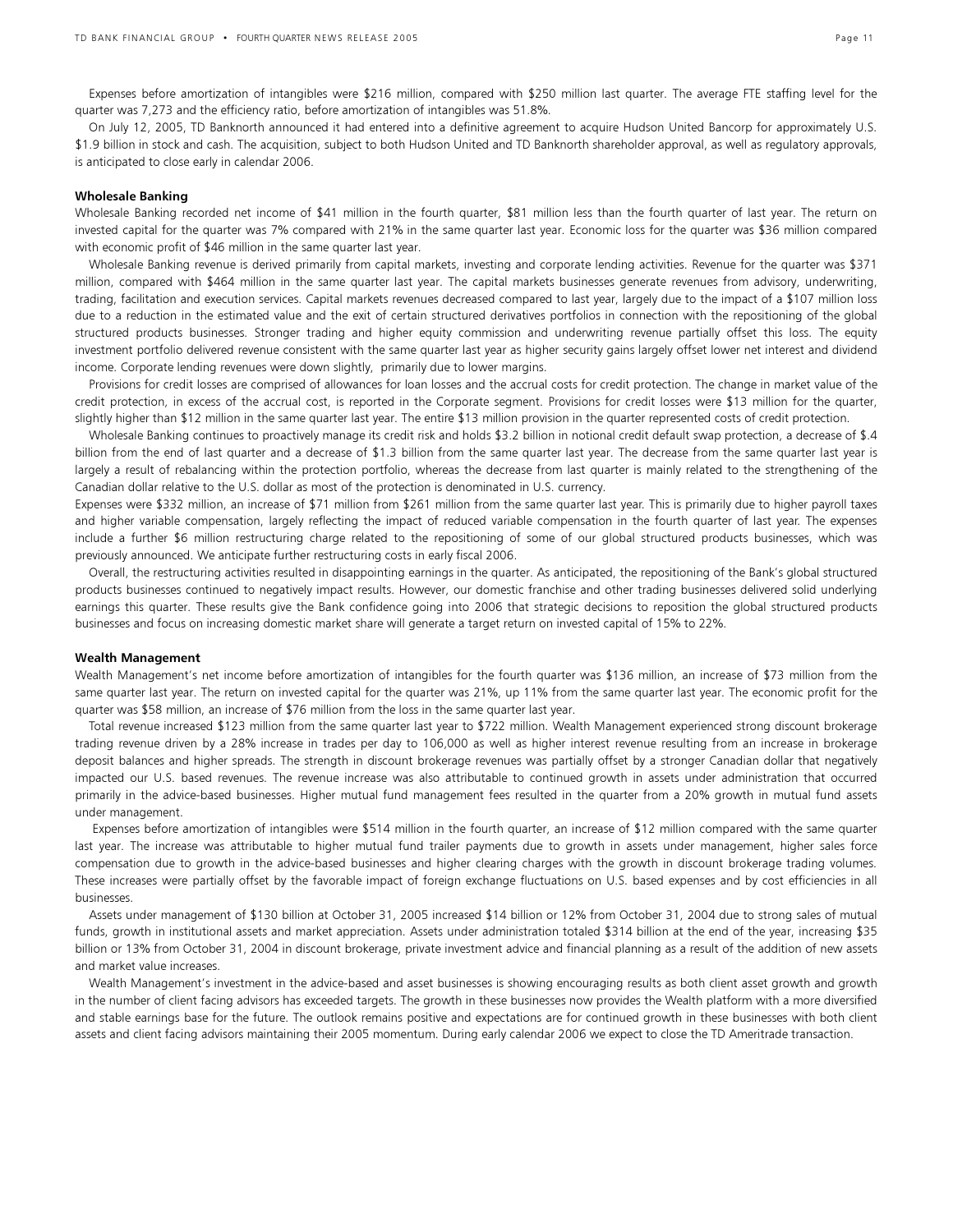Expenses before amortization of intangibles were $216 million, compared with $250 million last quarter. The average FTE staffing level for the quarter was 7,273 and the efficiency ratio, before amortization of intangibles was 51.8%.

On July 12, 2005, TD Banknorth announced it had entered into a definitive agreement to acquire Hudson United Bancorp for approximately U.S. $1.9 billion in stock and cash. The acquisition, subject to both Hudson United and TD Banknorth shareholder approval, as well as regulatory approvals, is anticipated to close early in calendar 2006.

**Wholesale Banking**

Wholesale Banking recorded net income of $41 million in the fourth quarter, $81 million less than the fourth quarter of last year. The return on invested capital for the quarter was 7% compared with 21% in the same quarter last year. Economic loss for the quarter was $36 million compared with economic profit of $46 million in the same quarter last year.

Wholesale Banking revenue is derived primarily from capital markets, investing and corporate lending activities. Revenue for the quarter was $371 million, compared with $464 million in the same quarter last year. The capital markets businesses generate revenues from advisory, underwriting, trading, facilitation and execution services. Capital markets revenues decreased compared to last year, largely due to the impact of a $107 million loss due to a reduction in the estimated value and the exit of certain structured derivatives portfolios in connection with the repositioning of the global structured products businesses. Stronger trading and higher equity commission and underwriting revenue partially offset this loss. The equity investment portfolio delivered revenue consistent with the same quarter last year as higher security gains largely offset lower net interest and dividend income. Corporate lending revenues were down slightly, primarily due to lower margins.

Provisions for credit losses are comprised of allowances for loan losses and the accrual costs for credit protection. The change in market value of the credit protection, in excess of the accrual cost, is reported in the Corporate segment. Provisions for credit losses were $13 million for the quarter, slightly higher than $12 million in the same quarter last year. The entire $13 million provision in the quarter represented costs of credit protection.

Wholesale Banking continues to proactively manage its credit risk and holds $3.2 billion in notional credit default swap protection, a decrease of $.4 billion from the end of last quarter and a decrease of $1.3 billion from the same quarter last year. The decrease from the same quarter last year is largely a result of rebalancing within the protection portfolio, whereas the decrease from last quarter is mainly related to the strengthening of the Canadian dollar relative to the U.S. dollar as most of the protection is denominated in U.S. currency.

Expenses were $332 million, an increase of $71 million from $261 million from the same quarter last year. This is primarily due to higher payroll taxes and higher variable compensation, largely reflecting the impact of reduced variable compensation in the fourth quarter of last year. The expenses include a further $6 million restructuring charge related to the repositioning of some of our global structured products businesses, which was previously announced. We anticipate further restructuring costs in early fiscal 2006.

Overall, the restructuring activities resulted in disappointing earnings in the quarter. As anticipated, the repositioning of the Bank's global structured products businesses continued to negatively impact results. However, our domestic franchise and other trading businesses delivered solid underlying earnings this quarter. These results give the Bank confidence going into 2006 that strategic decisions to reposition the global structured products businesses and focus on increasing domestic market share will generate a target return on invested capital of 15% to 22%.

**Wealth Management**

Wealth Management's net income before amortization of intangibles for the fourth quarter was $136 million, an increase of $73 million from the same quarter last year. The return on invested capital for the quarter was 21%, up 11% from the same quarter last year. The economic profit for the quarter was $58 million, an increase of $76 million from the loss in the same quarter last year.

Total revenue increased $123 million from the same quarter last year to $722 million. Wealth Management experienced strong discount brokerage trading revenue driven by a 28% increase in trades per day to 106,000 as well as higher interest revenue resulting from an increase in brokerage deposit balances and higher spreads. The strength in discount brokerage revenues was partially offset by a stronger Canadian dollar that negatively impacted our U.S. based revenues. The revenue increase was also attributable to continued growth in assets under administration that occurred primarily in the advice-based businesses. Higher mutual fund management fees resulted in the quarter from a 20% growth in mutual fund assets under management.

Expenses before amortization of intangibles were $514 million in the fourth quarter, an increase of $12 million compared with the same quarter last year. The increase was attributable to higher mutual fund trailer payments due to growth in assets under management, higher sales force compensation due to growth in the advice-based businesses and higher clearing charges with the growth in discount brokerage trading volumes. These increases were partially offset by the favorable impact of foreign exchange fluctuations on U.S. based expenses and by cost efficiencies in all businesses.

Assets under management of $130 billion at October 31, 2005 increased $14 billion or 12% from October 31, 2004 due to strong sales of mutual funds, growth in institutional assets and market appreciation. Assets under administration totaled $314 billion at the end of the year, increasing $35 billion or 13% from October 31, 2004 in discount brokerage, private investment advice and financial planning as a result of the addition of new assets and market value increases.

Wealth Management's investment in the advice-based and asset businesses is showing encouraging results as both client asset growth and growth in the number of client facing advisors has exceeded targets. The growth in these businesses now provides the Wealth platform with a more diversified and stable earnings base for the future. The outlook remains positive and expectations are for continued growth in these businesses with both client assets and client facing advisors maintaining their 2005 momentum. During early calendar 2006 we expect to close the TD Ameritrade transaction.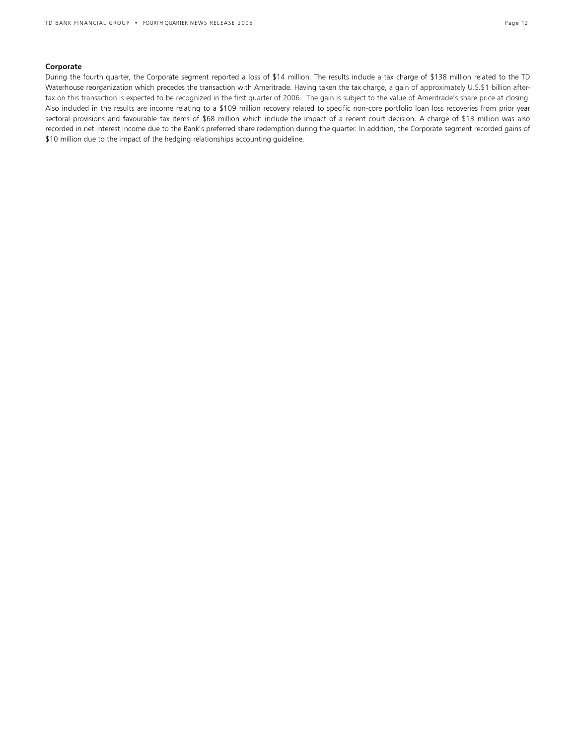**Corporate**

During the fourth quarter, the Corporate segment reported a loss of $14 million. The results include a tax charge of $138 million related to the TD Waterhouse reorganization which precedes the transaction with Ameritrade. Having taken the tax charge, a gain of approximately U.S.$1 billion after-tax on this transaction is expected to be recognized in the first quarter of 2006. The gain is subject to the value of Ameritrade's share price at closing. Also included in the results are income relating to a $109 million recovery related to specific non-core portfolio loan loss recoveries from prior year sectoral provisions and favourable tax items of $68 million which include the impact of a recent court decision. A charge of $13 million was also recorded in net interest income due to the Bank's preferred share redemption during the quarter. In addition, the Corporate segment recorded gains of $10 million due to the impact of the hedging relationships accounting guideline.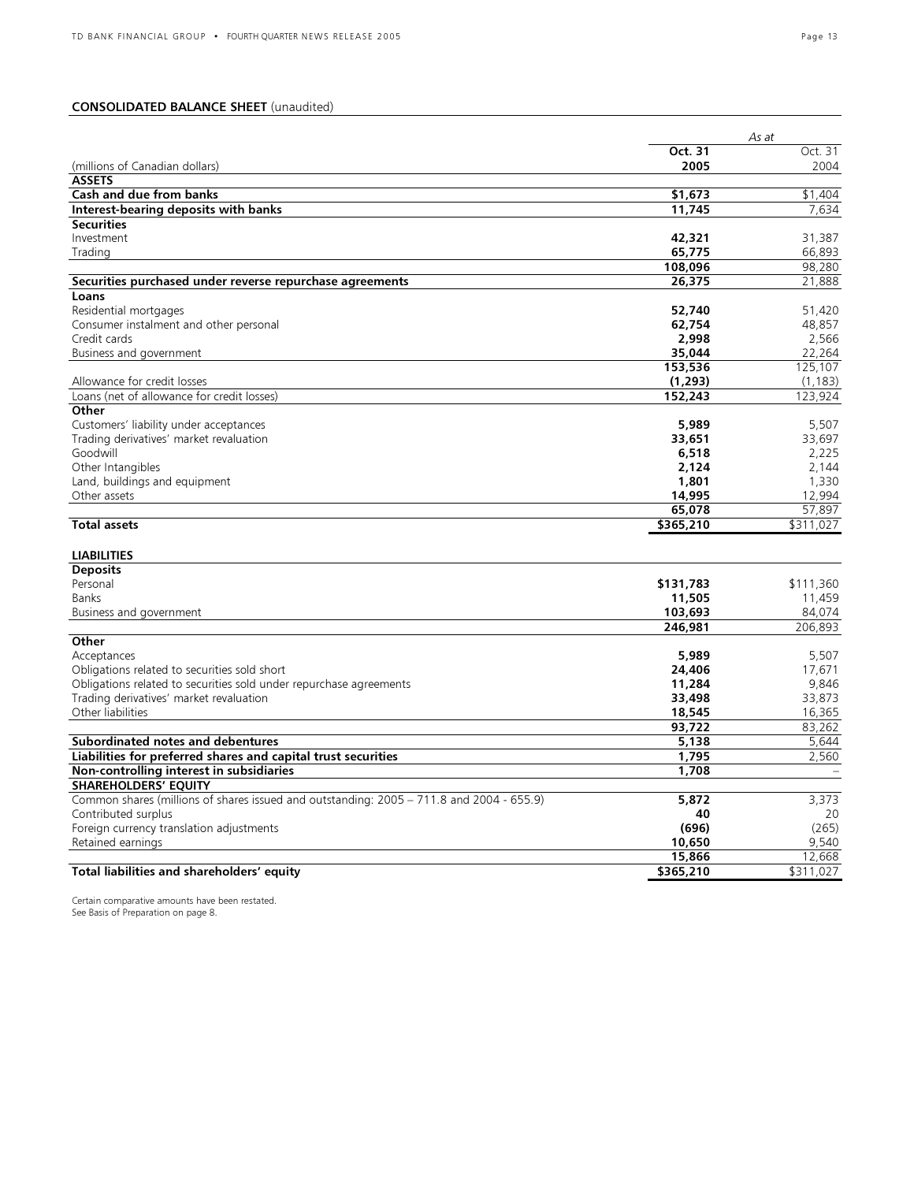## CONSOLIDATED BALANCE SHEET (unaudited)

| | *As at* | |
|---|---|---|
| | **Oct. 31** | Oct. 31 |
| (millions of Canadian dollars) | **2005** | 2004 |
| **ASSETS** | | |
| **Cash and due from banks** | **$1,673** | $1,404 |
| **Interest-bearing deposits with banks** | **11,745** | 7,634 |
| **Securities** | | |
| Investment | **42,321** | 31,387 |
| Trading | **65,775** | 66,893 |
| | **108,096** | 98,280 |
| **Securities purchased under reverse repurchase agreements** | **26,375** | 21,888 |
| **Loans** | | |
| Residential mortgages | **52,740** | 51,420 |
| Consumer instalment and other personal | **62,754** | 48,857 |
| Credit cards | **2,998** | 2,566 |
| Business and government | **35,044** | 22,264 |
| | **153,536** | 125,107 |
| Allowance for credit losses | **(1,293)** | (1,183) |
| Loans (net of allowance for credit losses) | **152,243** | 123,924 |
| **Other** | | |
| Customers' liability under acceptances | **5,989** | 5,507 |
| Trading derivatives' market revaluation | **33,651** | 33,697 |
| Goodwill | **6,518** | 2,225 |
| Other Intangibles | **2,124** | 2,144 |
| Land, buildings and equipment | **1,801** | 1,330 |
| Other assets | **14,995** | 12,994 |
| | **65,078** | 57,897 |
| **Total assets** | **$365,210** | $311,027 |
| | | |
| **LIABILITIES** | | |
| **Deposits** | | |
| Personal | **$131,783** | $111,360 |
| Banks | **11,505** | 11,459 |
| Business and government | **103,693** | 84,074 |
| | **246,981** | 206,893 |
| **Other** | | |
| Acceptances | **5,989** | 5,507 |
| Obligations related to securities sold short | **24,406** | 17,671 |
| Obligations related to securities sold under repurchase agreements | **11,284** | 9,846 |
| Trading derivatives' market revaluation | **33,498** | 33,873 |
| Other liabilities | **18,545** | 16,365 |
| | **93,722** | 83,262 |
| **Subordinated notes and debentures** | **5,138** | 5,644 |
| **Liabilities for preferred shares and capital trust securities** | **1,795** | 2,560 |
| **Non-controlling interest in subsidiaries** | **1,708** | – |
| **SHAREHOLDERS' EQUITY** | | |
| Common shares (millions of shares issued and outstanding: 2005 – 711.8 and 2004 - 655.9) | **5,872** | 3,373 |
| Contributed surplus | **40** | 20 |
| Foreign currency translation adjustments | **(696)** | (265) |
| Retained earnings | **10,650** | 9,540 |
| | **15,866** | 12,668 |
| **Total liabilities and shareholders' equity** | **$365,210** | $311,027 |

Certain comparative amounts have been restated.
See Basis of Preparation on page 8.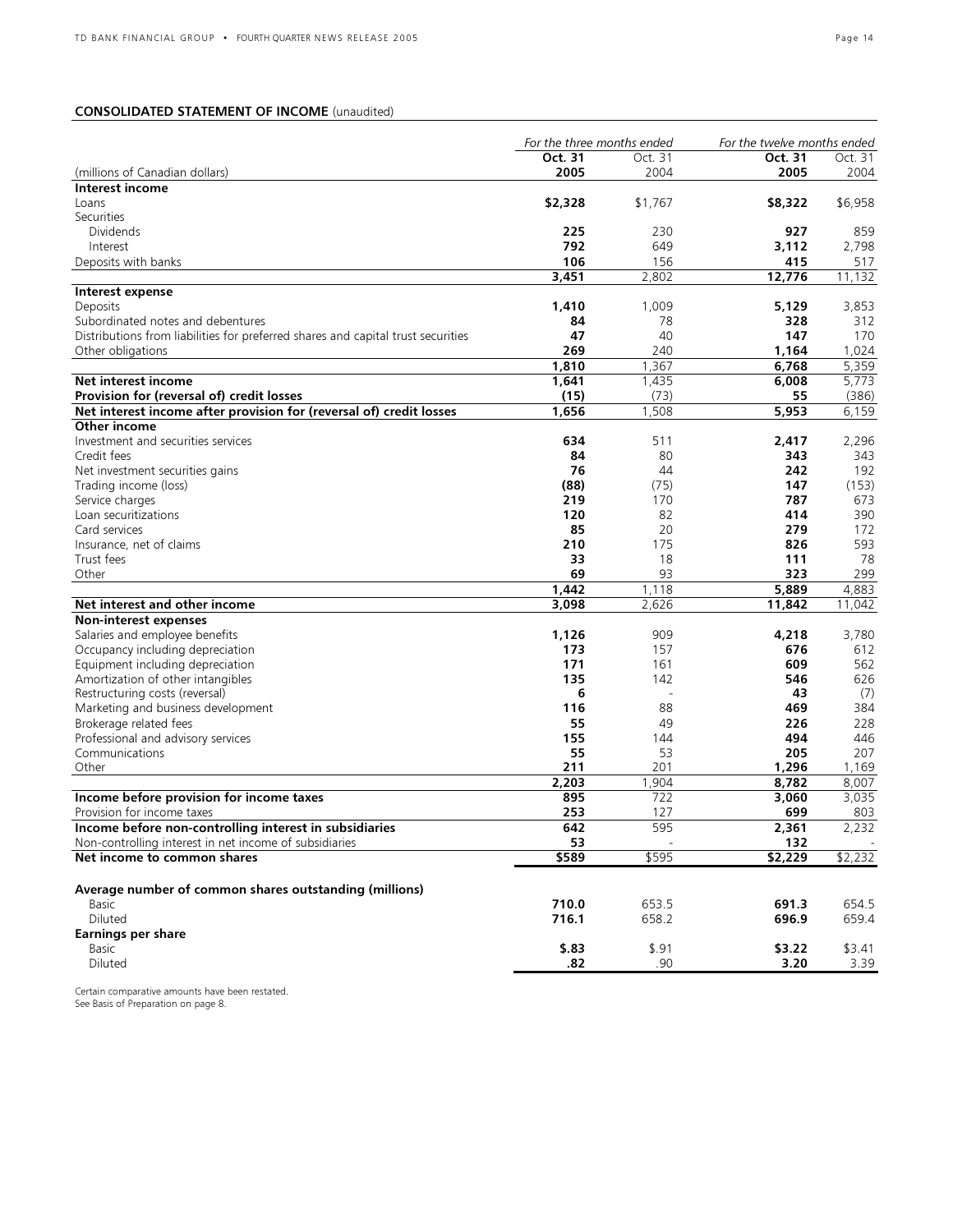**CONSOLIDATED STATEMENT OF INCOME** (unaudited)

| (millions of Canadian dollars) | *For the three months ended* Oct. 31 2005 | Oct. 31 2004 | *For the twelve months ended* Oct. 31 2005 | Oct. 31 2004 |
|---|---|---|---|---|
| **Interest income** | | | | |
| Loans | **$2,328** | $1,767 | **$8,322** | $6,958 |
| Securities | | | | |
| Dividends | **225** | 230 | **927** | 859 |
| Interest | **792** | 649 | **3,112** | 2,798 |
| Deposits with banks | **106** | 156 | **415** | 517 |
| | **3,451** | 2,802 | **12,776** | 11,132 |
| **Interest expense** | | | | |
| Deposits | **1,410** | 1,009 | **5,129** | 3,853 |
| Subordinated notes and debentures | **84** | 78 | **328** | 312 |
| Distributions from liabilities for preferred shares and capital trust securities | **47** | 40 | **147** | 170 |
| Other obligations | **269** | 240 | **1,164** | 1,024 |
| | **1,810** | 1,367 | **6,768** | 5,359 |
| **Net interest income** | **1,641** | 1,435 | **6,008** | 5,773 |
| **Provision for (reversal of) credit losses** | **(15)** | (73) | **55** | (386) |
| **Net interest income after provision for (reversal of) credit losses** | **1,656** | 1,508 | **5,953** | 6,159 |
| **Other income** | | | | |
| Investment and securities services | **634** | 511 | **2,417** | 2,296 |
| Credit fees | **84** | 80 | **343** | 343 |
| Net investment securities gains | **76** | 44 | **242** | 192 |
| Trading income (loss) | **(88)** | (75) | **147** | (153) |
| Service charges | **219** | 170 | **787** | 673 |
| Loan securitizations | **120** | 82 | **414** | 390 |
| Card services | **85** | 20 | **279** | 172 |
| Insurance, net of claims | **210** | 175 | **826** | 593 |
| Trust fees | **33** | 18 | **111** | 78 |
| Other | **69** | 93 | **323** | 299 |
| | **1,442** | 1,118 | **5,889** | 4,883 |
| **Net interest and other income** | **3,098** | 2,626 | **11,842** | 11,042 |
| **Non-interest expenses** | | | | |
| Salaries and employee benefits | **1,126** | 909 | **4,218** | 3,780 |
| Occupancy including depreciation | **173** | 157 | **676** | 612 |
| Equipment including depreciation | **171** | 161 | **609** | 562 |
| Amortization of other intangibles | **135** | 142 | **546** | 626 |
| Restructuring costs (reversal) | **6** | - | **43** | (7) |
| Marketing and business development | **116** | 88 | **469** | 384 |
| Brokerage related fees | **55** | 49 | **226** | 228 |
| Professional and advisory services | **155** | 144 | **494** | 446 |
| Communications | **55** | 53 | **205** | 207 |
| Other | **211** | 201 | **1,296** | 1,169 |
| | **2,203** | 1,904 | **8,782** | 8,007 |
| **Income before provision for income taxes** | **895** | 722 | **3,060** | 3,035 |
| Provision for income taxes | **253** | 127 | **699** | 803 |
| **Income before non-controlling interest in subsidiaries** | **642** | 595 | **2,361** | 2,232 |
| Non-controlling interest in net income of subsidiaries | **53** | - | **132** | - |
| **Net income to common shares** | **$589** | $595 | **$2,229** | $2,232 |
| | | | | |
| **Average number of common shares outstanding (millions)** | | | | |
| Basic | **710.0** | 653.5 | **691.3** | 654.5 |
| Diluted | **716.1** | 658.2 | **696.9** | 659.4 |
| **Earnings per share** | | | | |
| Basic | **$.83** | $.91 | **$3.22** | $3.41 |
| Diluted | **.82** | .90 | **3.20** | 3.39 |

Certain comparative amounts have been restated.
See Basis of Preparation on page 8.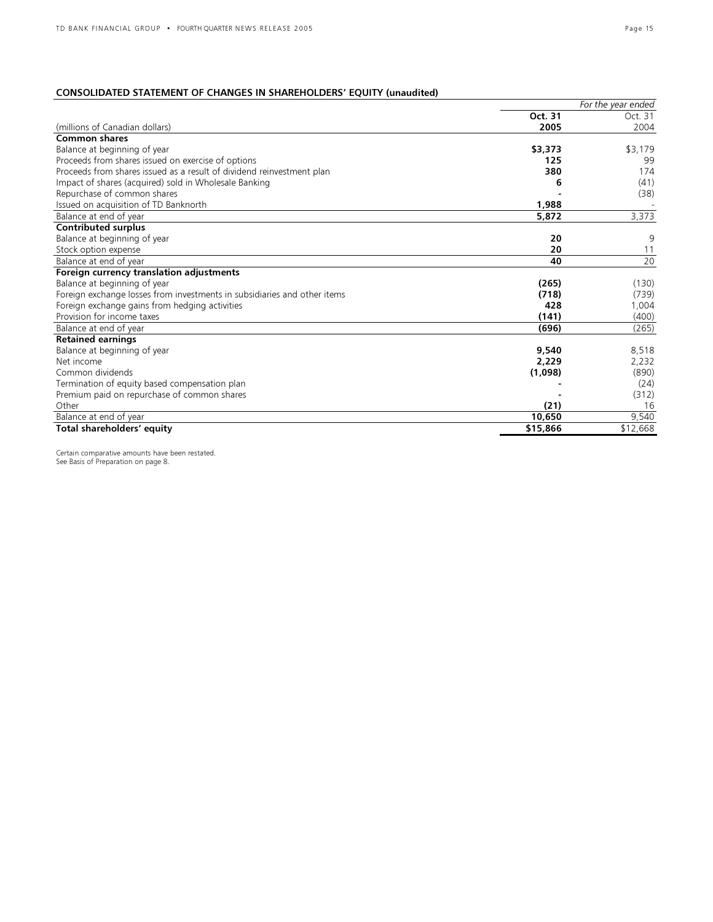## CONSOLIDATED STATEMENT OF CHANGES IN SHAREHOLDERS' EQUITY (unaudited)

| | *For the year ended* | |
|---|---|---|
| | **Oct. 31** | Oct. 31 |
| (millions of Canadian dollars) | **2005** | 2004 |
| **Common shares** | | |
| Balance at beginning of year | **$3,373** | $3,179 |
| Proceeds from shares issued on exercise of options | **125** | 99 |
| Proceeds from shares issued as a result of dividend reinvestment plan | **380** | 174 |
| Impact of shares (acquired) sold in Wholesale Banking | **6** | (41) |
| Repurchase of common shares | **-** | (38) |
| Issued on acquisition of TD Banknorth | **1,988** | - |
| Balance at end of year | **5,872** | 3,373 |
| **Contributed surplus** | | |
| Balance at beginning of year | **20** | 9 |
| Stock option expense | **20** | 11 |
| Balance at end of year | **40** | 20 |
| **Foreign currency translation adjustments** | | |
| Balance at beginning of year | **(265)** | (130) |
| Foreign exchange losses from investments in subsidiaries and other items | **(718)** | (739) |
| Foreign exchange gains from hedging activities | **428** | 1,004 |
| Provision for income taxes | **(141)** | (400) |
| Balance at end of year | **(696)** | (265) |
| **Retained earnings** | | |
| Balance at beginning of year | **9,540** | 8,518 |
| Net income | **2,229** | 2,232 |
| Common dividends | **(1,098)** | (890) |
| Termination of equity based compensation plan | **-** | (24) |
| Premium paid on repurchase of common shares | **-** | (312) |
| Other | **(21)** | 16 |
| Balance at end of year | **10,650** | 9,540 |
| **Total shareholders' equity** | **$15,866** | $12,668 |

Certain comparative amounts have been restated.
See Basis of Preparation on page 8.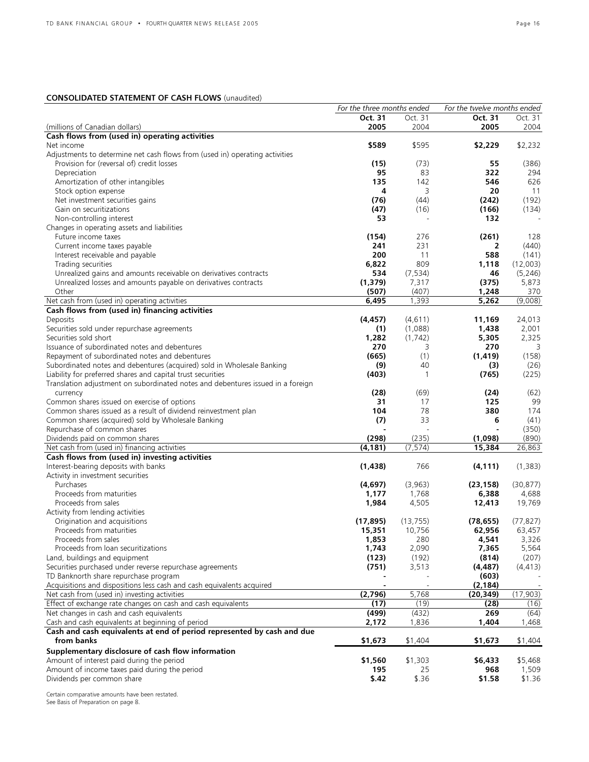**CONSOLIDATED STATEMENT OF CASH FLOWS** (unaudited)

| (millions of Canadian dollars) | *For the three months ended* | | *For the twelve months ended* | |
|---|---|---|---|---|
| | **Oct. 31 2005** | Oct. 31 2004 | **Oct. 31 2005** | Oct. 31 2004 |
| **Cash flows from (used in) operating activities** | | | | |
| Net income | **$589** | $595 | **$2,229** | $2,232 |
| Adjustments to determine net cash flows from (used in) operating activities | | | | |
| Provision for (reversal of) credit losses | **(15)** | (73) | **55** | (386) |
| Depreciation | **95** | 83 | **322** | 294 |
| Amortization of other intangibles | **135** | 142 | **546** | 626 |
| Stock option expense | **4** | 3 | **20** | 11 |
| Net investment securities gains | **(76)** | (44) | **(242)** | (192) |
| Gain on securitizations | **(47)** | (16) | **(166)** | (134) |
| Non-controlling interest | **53** | - | **132** | - |
| Changes in operating assets and liabilities | | | | |
| Future income taxes | **(154)** | 276 | **(261)** | 128 |
| Current income taxes payable | **241** | 231 | **2** | (440) |
| Interest receivable and payable | **200** | 11 | **588** | (141) |
| Trading securities | **6,822** | 809 | **1,118** | (12,003) |
| Unrealized gains and amounts receivable on derivatives contracts | **534** | (7,534) | **46** | (5,246) |
| Unrealized losses and amounts payable on derivatives contracts | **(1,379)** | 7,317 | **(375)** | 5,873 |
| Other | **(507)** | (407) | **1,248** | 370 |
| Net cash from (used in) operating activities | **6,495** | 1,393 | **5,262** | (9,008) |
| **Cash flows from (used in) financing activities** | | | | |
| Deposits | **(4,457)** | (4,611) | **11,169** | 24,013 |
| Securities sold under repurchase agreements | **(1)** | (1,088) | **1,438** | 2,001 |
| Securities sold short | **1,282** | (1,742) | **5,305** | 2,325 |
| Issuance of subordinated notes and debentures | **270** | 3 | **270** | 3 |
| Repayment of subordinated notes and debentures | **(665)** | (1) | **(1,419)** | (158) |
| Subordinated notes and debentures (acquired) sold in Wholesale Banking | **(9)** | 40 | **(3)** | (26) |
| Liability for preferred shares and capital trust securities | **(403)** | 1 | **(765)** | (225) |
| Translation adjustment on subordinated notes and debentures issued in a foreign currency | **(28)** | (69) | **(24)** | (62) |
| Common shares issued on exercise of options | **31** | 17 | **125** | 99 |
| Common shares issued as a result of dividend reinvestment plan | **104** | 78 | **380** | 174 |
| Common shares (acquired) sold by Wholesale Banking | **(7)** | 33 | **6** | (41) |
| Repurchase of common shares | **-** | - | **-** | (350) |
| Dividends paid on common shares | **(298)** | (235) | **(1,098)** | (890) |
| Net cash from (used in) financing activities | **(4,181)** | (7,574) | **15,384** | 26,863 |
| **Cash flows from (used in) investing activities** | | | | |
| Interest-bearing deposits with banks | **(1,438)** | 766 | **(4,111)** | (1,383) |
| Activity in investment securities | | | | |
| Purchases | **(4,697)** | (3,963) | **(23,158)** | (30,877) |
| Proceeds from maturities | **1,177** | 1,768 | **6,388** | 4,688 |
| Proceeds from sales | **1,984** | 4,505 | **12,413** | 19,769 |
| Activity from lending activities | | | | |
| Origination and acquisitions | **(17,895)** | (13,755) | **(78,655)** | (77,827) |
| Proceeds from maturities | **15,351** | 10,756 | **62,956** | 63,457 |
| Proceeds from sales | **1,853** | 280 | **4,541** | 3,326 |
| Proceeds from loan securitizations | **1,743** | 2,090 | **7,365** | 5,564 |
| Land, buildings and equipment | **(123)** | (192) | **(814)** | (207) |
| Securities purchased under reverse repurchase agreements | **(751)** | 3,513 | **(4,487)** | (4,413) |
| TD Banknorth share repurchase program | **-** | - | **(603)** | - |
| Acquisitions and dispositions less cash and cash equivalents acquired | **-** | - | **(2,184)** | - |
| Net cash from (used in) investing activities | **(2,796)** | 5,768 | **(20,349)** | (17,903) |
| Effect of exchange rate changes on cash and cash equivalents | **(17)** | (19) | **(28)** | (16) |
| Net changes in cash and cash equivalents | **(499)** | (432) | **269** | (64) |
| Cash and cash equivalents at beginning of period | **2,172** | 1,836 | **1,404** | 1,468 |
| **Cash and cash equivalents at end of period represented by cash and due from banks** | **$1,673** | $1,404 | **$1,673** | $1,404 |
| **Supplementary disclosure of cash flow information** | | | | |
| Amount of interest paid during the period | **$1,560** | $1,303 | **$6,433** | $5,468 |
| Amount of income taxes paid during the period | **195** | 25 | **968** | 1,509 |
| Dividends per common share | **$.42** | $.36 | **$1.58** | $1.36 |

Certain comparative amounts have been restated.
See Basis of Preparation on page 8.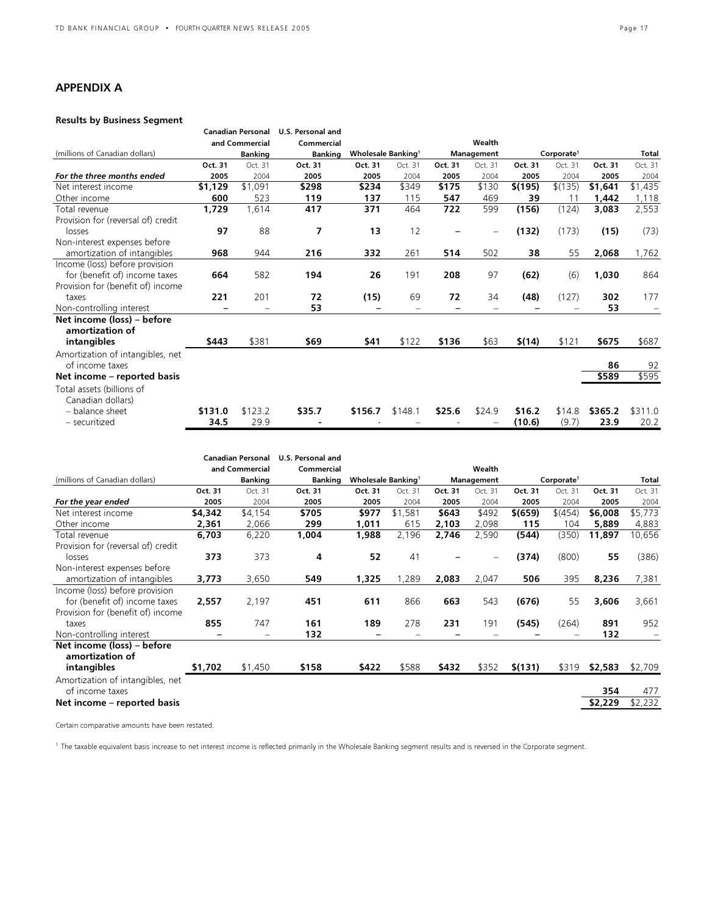## APPENDIX A

### Results by Business Segment

| (millions of Canadian dollars) | Canadian Personal and Commercial Banking | | U.S. Personal and Commercial Banking | Wholesale Banking[1] | | Wealth Management | | Corporate[1] | | Total | |
|---|---|---|---|---|---|---|---|---|---|---|---|
| ***For the three months ended*** | **Oct. 31 2005** | Oct. 31 2004 | **Oct. 31 2005** | **Oct. 31 2005** | Oct. 31 2004 | **Oct. 31 2005** | Oct. 31 2004 | **Oct. 31 2005** | Oct. 31 2004 | **Oct. 31 2005** | Oct. 31 2004 |
| Net interest income | **$1,129** | $1,091 | **$298** | **$234** | $349 | **$175** | $130 | **$(195)** | $(135) | **$1,641** | $1,435 |
| Other income | **600** | 523 | **119** | **137** | 115 | **547** | 469 | **39** | 11 | **1,442** | 1,118 |
| Total revenue | **1,729** | 1,614 | **417** | **371** | 464 | **722** | 599 | **(156)** | (124) | **3,083** | 2,553 |
| Provision for (reversal of) credit losses | **97** | 88 | **7** | **13** | 12 | **–** | – | **(132)** | (173) | **(15)** | (73) |
| Non-interest expenses before amortization of intangibles | **968** | 944 | **216** | **332** | 261 | **514** | 502 | **38** | 55 | **2,068** | 1,762 |
| Income (loss) before provision for (benefit of) income taxes | **664** | 582 | **194** | **26** | 191 | **208** | 97 | **(62)** | (6) | **1,030** | 864 |
| Provision for (benefit of) income taxes | **221** | 201 | **72** | **(15)** | 69 | **72** | 34 | **(48)** | (127) | **302** | 177 |
| Non-controlling interest | **–** | – | **53** | **–** | – | **–** | – | **–** | – | **53** | – |
| **Net income (loss) – before amortization of intangibles** | **$443** | $381 | **$69** | **$41** | $122 | **$136** | $63 | **$(14)** | $121 | **$675** | $687 |
| Amortization of intangibles, net of income taxes | | | | | | | | | | **86** | 92 |
| **Net income – reported basis** | | | | | | | | | | **$589** | $595 |
| Total assets (billions of Canadian dollars) | | | | | | | | | | | |
| – balance sheet | **$131.0** | $123.2 | **$35.7** | **$156.7** | $148.1 | **$25.6** | $24.9 | **$16.2** | $14.8 | **$365.2** | $311.0 |
| – securitized | **34.5** | 29.9 | **-** | **-** | – | **-** | – | **(10.6)** | (9.7) | **23.9** | 20.2 |

| (millions of Canadian dollars) | Canadian Personal and Commercial Banking | | U.S. Personal and Commercial Banking | Wholesale Banking[1] | | Wealth Management | | Corporate[1] | | Total | |
|---|---|---|---|---|---|---|---|---|---|---|---|
| ***For the year ended*** | **Oct. 31 2005** | Oct. 31 2004 | **Oct. 31 2005** | **Oct. 31 2005** | Oct. 31 2004 | **Oct. 31 2005** | Oct. 31 2004 | **Oct. 31 2005** | Oct. 31 2004 | **Oct. 31 2005** | Oct. 31 2004 |
| Net interest income | **$4,342** | $4,154 | **$705** | **$977** | $1,581 | **$643** | $492 | **$(659)** | $(454) | **$6,008** | $5,773 |
| Other income | **2,361** | 2,066 | **299** | **1,011** | 615 | **2,103** | 2,098 | **115** | 104 | **5,889** | 4,883 |
| Total revenue | **6,703** | 6,220 | **1,004** | **1,988** | 2,196 | **2,746** | 2,590 | **(544)** | (350) | **11,897** | 10,656 |
| Provision for (reversal of) credit losses | **373** | 373 | **4** | **52** | 41 | **–** | – | **(374)** | (800) | **55** | (386) |
| Non-interest expenses before amortization of intangibles | **3,773** | 3,650 | **549** | **1,325** | 1,289 | **2,083** | 2,047 | **506** | 395 | **8,236** | 7,381 |
| Income (loss) before provision for (benefit of) income taxes | **2,557** | 2,197 | **451** | **611** | 866 | **663** | 543 | **(676)** | 55 | **3,606** | 3,661 |
| Provision for (benefit of) income taxes | **855** | 747 | **161** | **189** | 278 | **231** | 191 | **(545)** | (264) | **891** | 952 |
| Non-controlling interest | **–** | – | **132** | **–** | – | **–** | – | **–** | – | **132** | – |
| **Net income (loss) – before amortization of intangibles** | **$1,702** | $1,450 | **$158** | **$422** | $588 | **$432** | $352 | **$(131)** | $319 | **$2,583** | $2,709 |
| Amortization of intangibles, net of income taxes | | | | | | | | | | **354** | 477 |
| **Net income – reported basis** | | | | | | | | | | **$2,229** | $2,232 |

Certain comparative amounts have been restated.

[1] The taxable equivalent basis increase to net interest income is reflected primarily in the Wholesale Banking segment results and is reversed in the Corporate segment.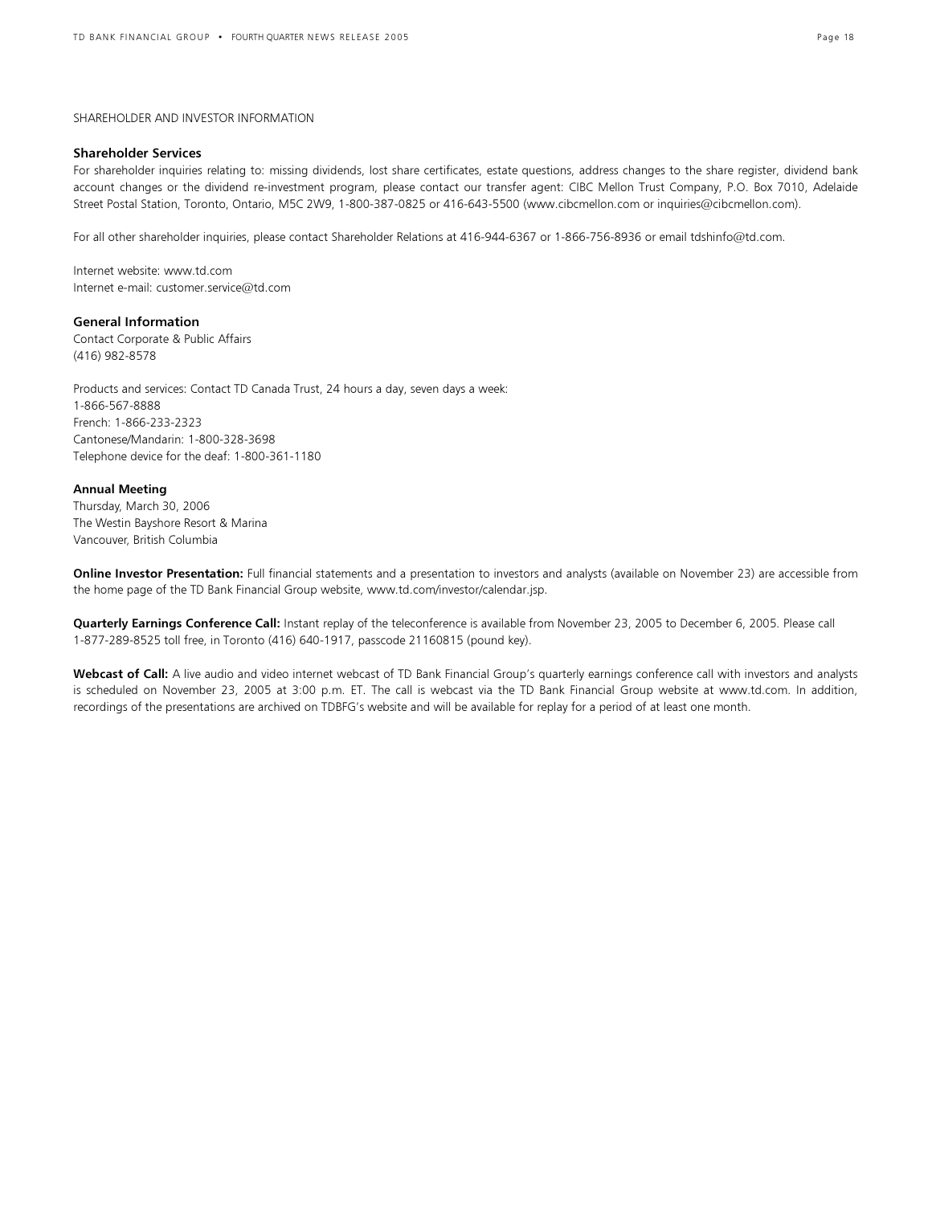SHAREHOLDER AND INVESTOR INFORMATION

## Shareholder Services

For shareholder inquiries relating to: missing dividends, lost share certificates, estate questions, address changes to the share register, dividend bank account changes or the dividend re-investment program, please contact our transfer agent: CIBC Mellon Trust Company, P.O. Box 7010, Adelaide Street Postal Station, Toronto, Ontario, M5C 2W9, 1-800-387-0825 or 416-643-5500 (www.cibcmellon.com or inquiries@cibcmellon.com).

For all other shareholder inquiries, please contact Shareholder Relations at 416-944-6367 or 1-866-756-8936 or email tdshinfo@td.com.

Internet website: www.td.com
Internet e-mail: customer.service@td.com

## General Information

Contact Corporate & Public Affairs
(416) 982-8578

Products and services: Contact TD Canada Trust, 24 hours a day, seven days a week:
1-866-567-8888
French: 1-866-233-2323
Cantonese/Mandarin: 1-800-328-3698
Telephone device for the deaf: 1-800-361-1180

## Annual Meeting

Thursday, March 30, 2006
The Westin Bayshore Resort & Marina
Vancouver, British Columbia

**Online Investor Presentation:** Full financial statements and a presentation to investors and analysts (available on November 23) are accessible from the home page of the TD Bank Financial Group website, www.td.com/investor/calendar.jsp.

**Quarterly Earnings Conference Call:** Instant replay of the teleconference is available from November 23, 2005 to December 6, 2005. Please call 1-877-289-8525 toll free, in Toronto (416) 640-1917, passcode 21160815 (pound key).

**Webcast of Call:** A live audio and video internet webcast of TD Bank Financial Group's quarterly earnings conference call with investors and analysts is scheduled on November 23, 2005 at 3:00 p.m. ET. The call is webcast via the TD Bank Financial Group website at www.td.com. In addition, recordings of the presentations are archived on TDBFG's website and will be available for replay for a period of at least one month.